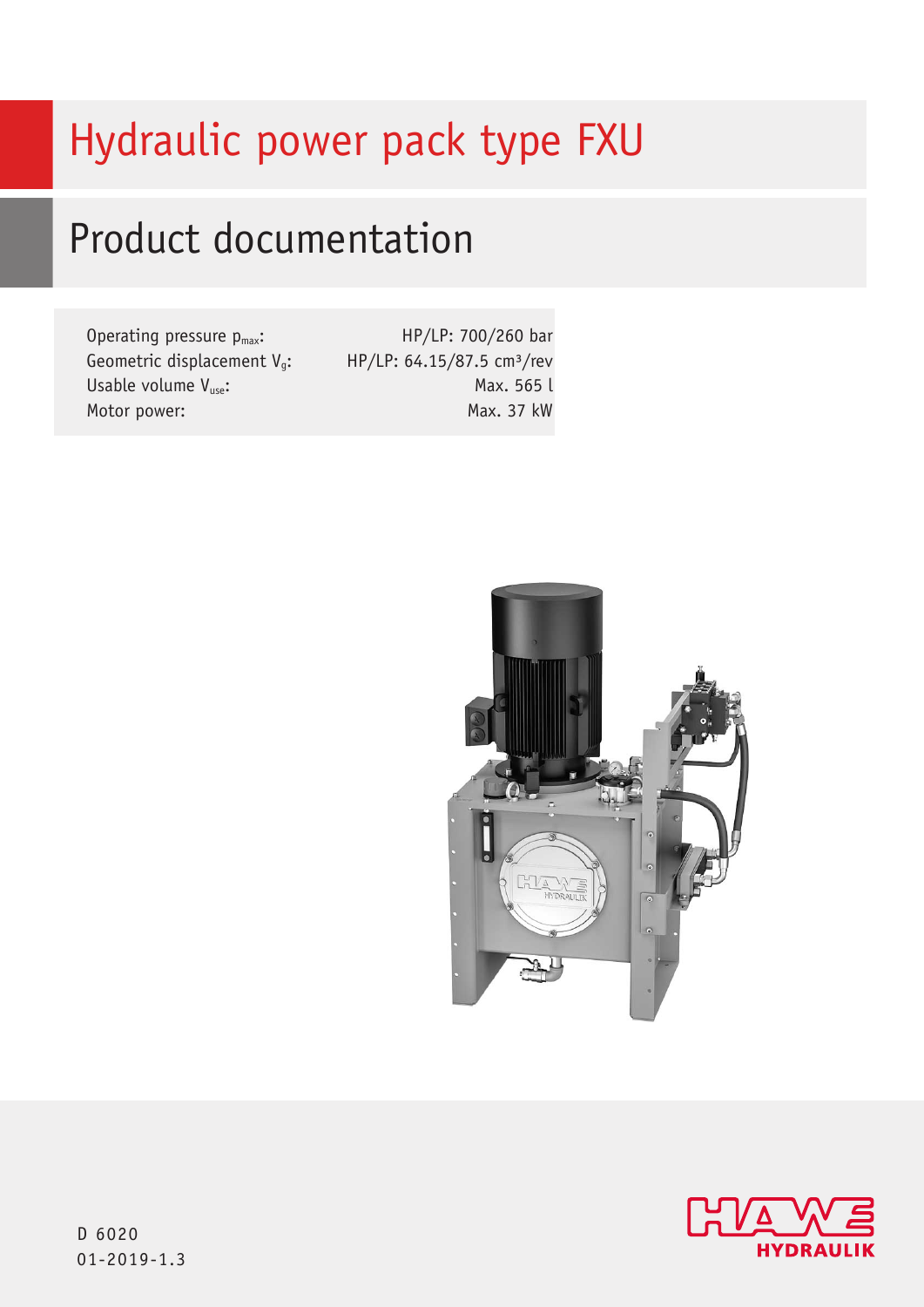# Hydraulic power pack type FXU

## Product documentation

| | |
|---|---|
| Operating pressure $p_{max}$: | HP/LP: 700/260 bar |
| Geometric displacement $V_g$: | HP/LP: 64.15/87.5 cm³/rev |
| Usable volume $V_{use}$: | Max. 565 l |
| Motor power: | Max. 37 kW |

D 6020
01-2019-1.3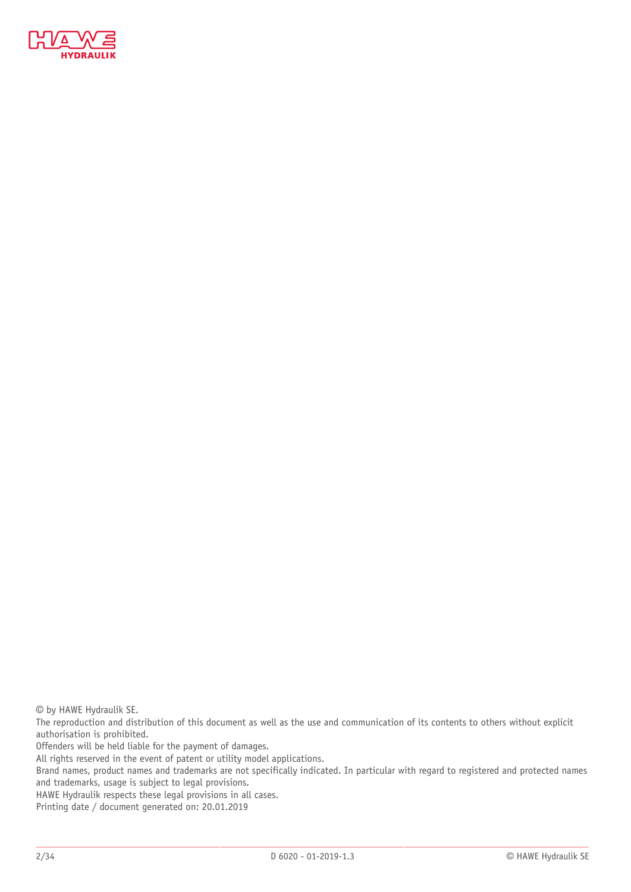© by HAWE Hydraulik SE.
The reproduction and distribution of this document as well as the use and communication of its contents to others without explicit authorisation is prohibited.
Offenders will be held liable for the payment of damages.
All rights reserved in the event of patent or utility model applications.
Brand names, product names and trademarks are not specifically indicated. In particular with regard to registered and protected names and trademarks, usage is subject to legal provisions.
HAWE Hydraulik respects these legal provisions in all cases.
Printing date / document generated on: 20.01.2019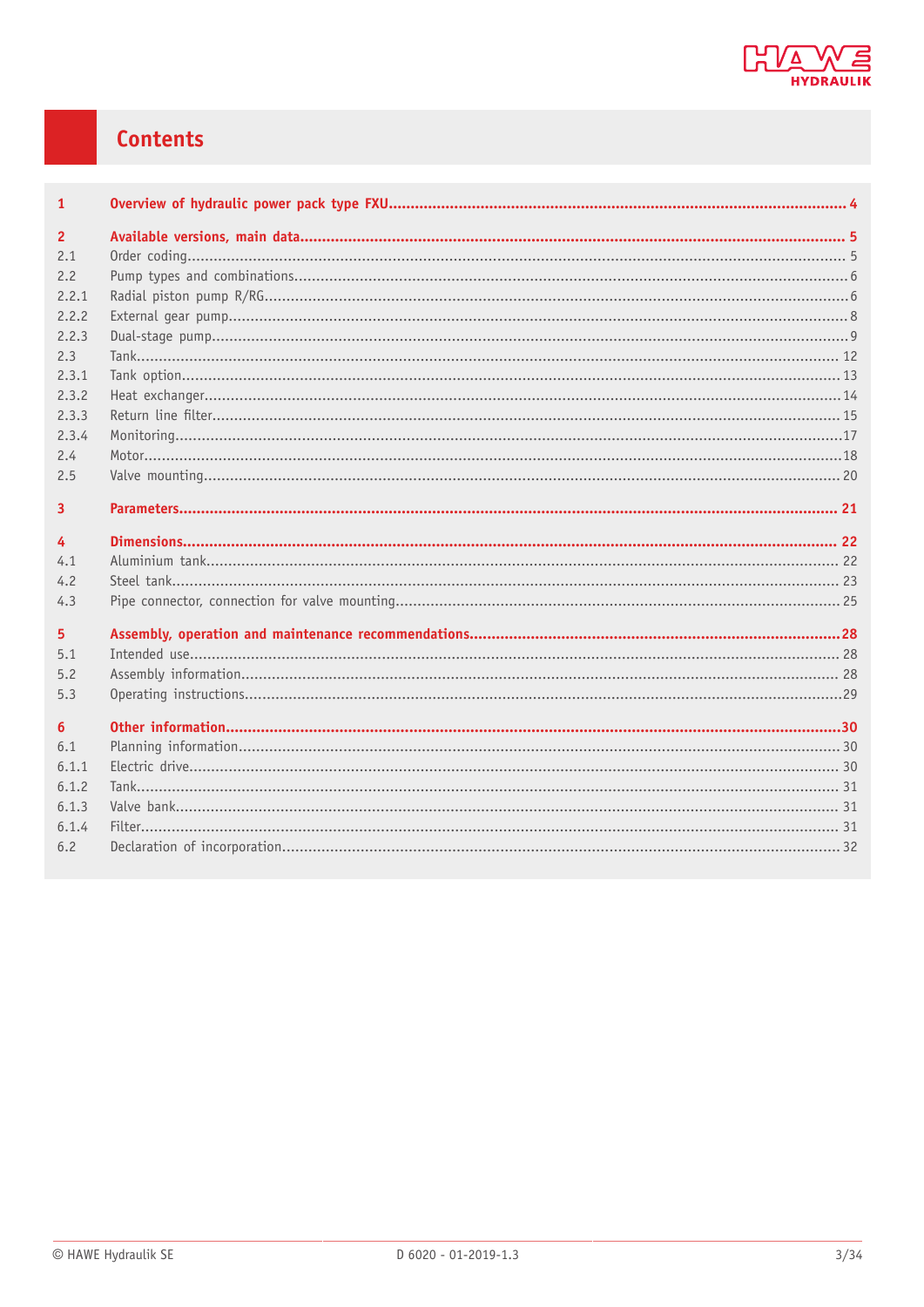# Contents

| | | |
|---|---|---|
| **1** | **Overview of hydraulic power pack type FXU** | **4** |
| **2** | **Available versions, main data** | **5** |
| 2.1 | Order coding | 5 |
| 2.2 | Pump types and combinations | 6 |
| 2.2.1 | Radial piston pump R/RG | 6 |
| 2.2.2 | External gear pump | 8 |
| 2.2.3 | Dual-stage pump | 9 |
| 2.3 | Tank | 12 |
| 2.3.1 | Tank option | 13 |
| 2.3.2 | Heat exchanger | 14 |
| 2.3.3 | Return line filter | 15 |
| 2.3.4 | Monitoring | 17 |
| 2.4 | Motor | 18 |
| 2.5 | Valve mounting | 20 |
| **3** | **Parameters** | **21** |
| **4** | **Dimensions** | **22** |
| 4.1 | Aluminium tank | 22 |
| 4.2 | Steel tank | 23 |
| 4.3 | Pipe connector, connection for valve mounting | 25 |
| **5** | **Assembly, operation and maintenance recommendations** | **28** |
| 5.1 | Intended use | 28 |
| 5.2 | Assembly information | 28 |
| 5.3 | Operating instructions | 29 |
| **6** | **Other information** | **30** |
| 6.1 | Planning information | 30 |
| 6.1.1 | Electric drive | 30 |
| 6.1.2 | Tank | 31 |
| 6.1.3 | Valve bank | 31 |
| 6.1.4 | Filter | 31 |
| 6.2 | Declaration of incorporation | 32 |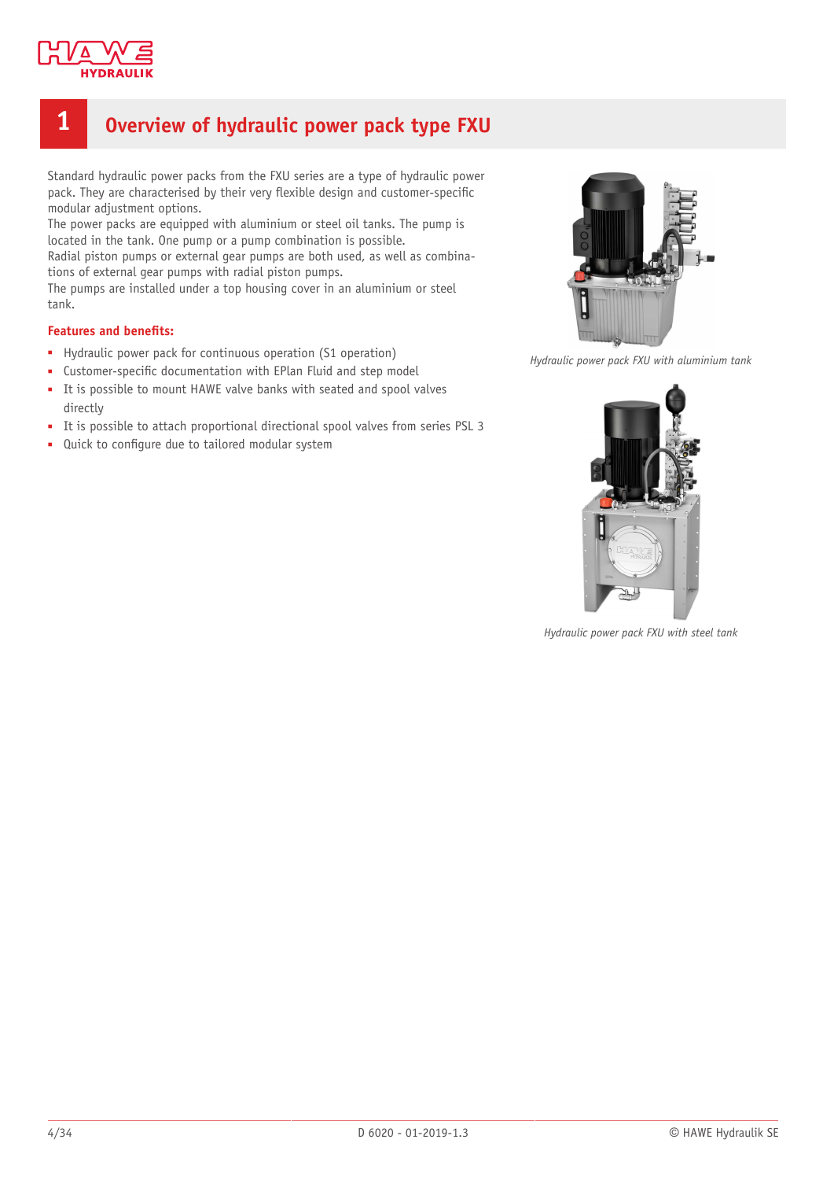# 1 Overview of hydraulic power pack type FXU

Standard hydraulic power packs from the FXU series are a type of hydraulic power pack. They are characterised by their very flexible design and customer-specific modular adjustment options.
The power packs are equipped with aluminium or steel oil tanks. The pump is located in the tank. One pump or a pump combination is possible.
Radial piston pumps or external gear pumps are both used, as well as combinations of external gear pumps with radial piston pumps.
The pumps are installed under a top housing cover in an aluminium or steel tank.

**Features and benefits:**

- Hydraulic power pack for continuous operation (S1 operation)
- Customer-specific documentation with EPlan Fluid and step model
- It is possible to mount HAWE valve banks with seated and spool valves directly
- It is possible to attach proportional directional spool valves from series PSL 3
- Quick to configure due to tailored modular system

*Hydraulic power pack FXU with aluminium tank*

*Hydraulic power pack FXU with steel tank*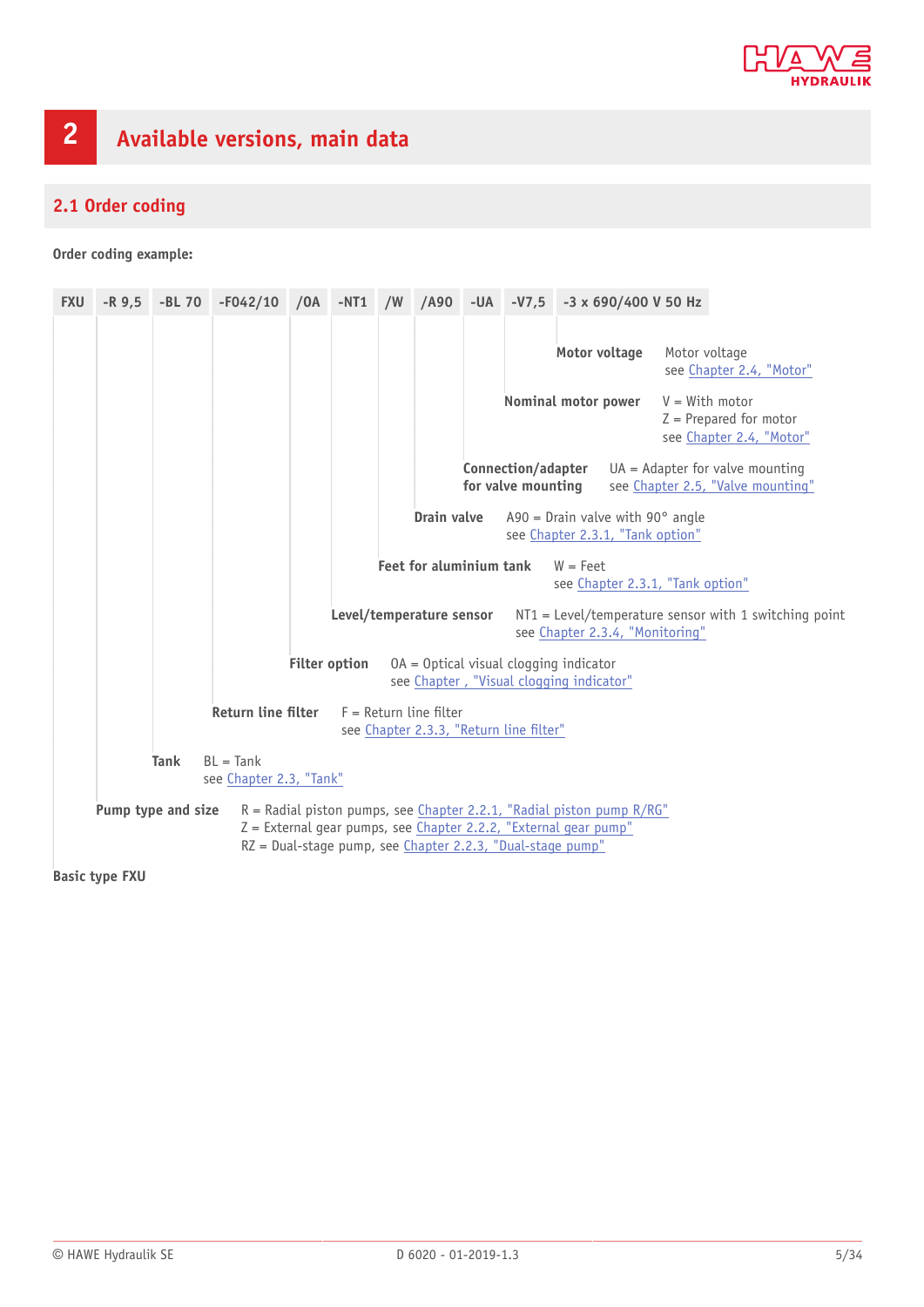# 2 Available versions, main data

## 2.1 Order coding

**Order coding example:**

| FXU | -R 9,5 | -BL 70 | -F042/10 | /OA | -NT1 | /W | /A90 | -UA | -V7,5 | -3 x 690/400 V 50 Hz |
|---|---|---|---|---|---|---|---|---|---|---|

**Motor voltage** Motor voltage
see Chapter 2.4, "Motor"

**Nominal motor power** V = With motor
Z = Prepared for motor
see Chapter 2.4, "Motor"

**Connection/adapter for valve mounting** UA = Adapter for valve mounting
see Chapter 2.5, "Valve mounting"

**Drain valve** A90 = Drain valve with 90° angle
see Chapter 2.3.1, "Tank option"

**Feet for aluminium tank** W = Feet
see Chapter 2.3.1, "Tank option"

**Level/temperature sensor** NT1 = Level/temperature sensor with 1 switching point
see Chapter 2.3.4, "Monitoring"

**Filter option** OA = Optical visual clogging indicator
see Chapter , "Visual clogging indicator"

**Return line filter** F = Return line filter
see Chapter 2.3.3, "Return line filter"

**Tank** BL = Tank
see Chapter 2.3, "Tank"

**Pump type and size** R = Radial piston pumps, see Chapter 2.2.1, "Radial piston pump R/RG"
Z = External gear pumps, see Chapter 2.2.2, "External gear pump"
RZ = Dual-stage pump, see Chapter 2.2.3, "Dual-stage pump"

**Basic type FXU**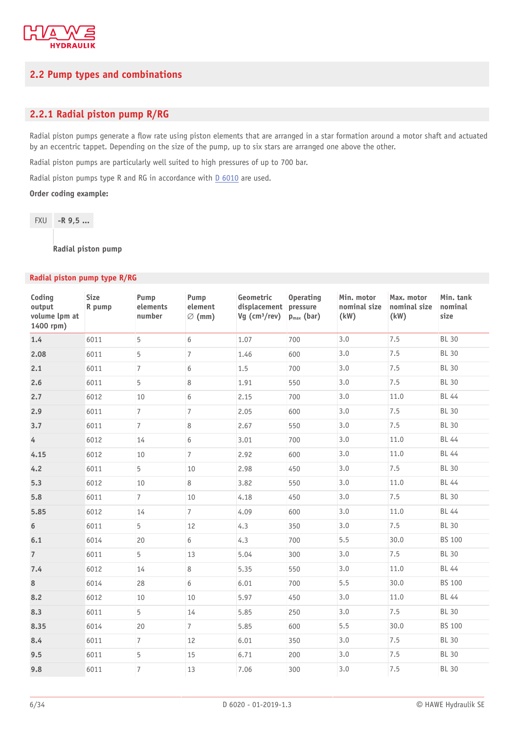## 2.2 Pump types and combinations

### 2.2.1 Radial piston pump R/RG

Radial piston pumps generate a flow rate using piston elements that are arranged in a star formation around a motor shaft and actuated by an eccentric tappet. Depending on the size of the pump, up to six stars are arranged one above the other.

Radial piston pumps are particularly well suited to high pressures of up to 700 bar.

Radial piston pumps type R and RG in accordance with D 6010 are used.

**Order coding example:**

FXU **-R 9,5 ...**

**Radial piston pump**

#### Radial piston pump type R/RG

| Coding output volume lpm at 1400 rpm) | Size R pump | Pump elements number | Pump element ∅ (mm) | Geometric displacement Vg (cm³/rev) | Operating pressure $p_{max}$ (bar) | Min. motor nominal size (kW) | Max. motor nominal size (kW) | Min. tank nominal size |
|---|---|---|---|---|---|---|---|---|
| **1.4** | 6011 | 5 | 6 | 1.07 | 700 | 3.0 | 7.5 | BL 30 |
| **2.08** | 6011 | 5 | 7 | 1.46 | 600 | 3.0 | 7.5 | BL 30 |
| **2.1** | 6011 | 7 | 6 | 1.5 | 700 | 3.0 | 7.5 | BL 30 |
| **2.6** | 6011 | 5 | 8 | 1.91 | 550 | 3.0 | 7.5 | BL 30 |
| **2.7** | 6012 | 10 | 6 | 2.15 | 700 | 3.0 | 11.0 | BL 44 |
| **2.9** | 6011 | 7 | 7 | 2.05 | 600 | 3.0 | 7.5 | BL 30 |
| **3.7** | 6011 | 7 | 8 | 2.67 | 550 | 3.0 | 7.5 | BL 30 |
| **4** | 6012 | 14 | 6 | 3.01 | 700 | 3.0 | 11.0 | BL 44 |
| **4.15** | 6012 | 10 | 7 | 2.92 | 600 | 3.0 | 11.0 | BL 44 |
| **4.2** | 6011 | 5 | 10 | 2.98 | 450 | 3.0 | 7.5 | BL 30 |
| **5.3** | 6012 | 10 | 8 | 3.82 | 550 | 3.0 | 11.0 | BL 44 |
| **5.8** | 6011 | 7 | 10 | 4.18 | 450 | 3.0 | 7.5 | BL 30 |
| **5.85** | 6012 | 14 | 7 | 4.09 | 600 | 3.0 | 11.0 | BL 44 |
| **6** | 6011 | 5 | 12 | 4.3 | 350 | 3.0 | 7.5 | BL 30 |
| **6.1** | 6014 | 20 | 6 | 4.3 | 700 | 5.5 | 30.0 | BS 100 |
| **7** | 6011 | 5 | 13 | 5.04 | 300 | 3.0 | 7.5 | BL 30 |
| **7.4** | 6012 | 14 | 8 | 5.35 | 550 | 3.0 | 11.0 | BL 44 |
| **8** | 6014 | 28 | 6 | 6.01 | 700 | 5.5 | 30.0 | BS 100 |
| **8.2** | 6012 | 10 | 10 | 5.97 | 450 | 3.0 | 11.0 | BL 44 |
| **8.3** | 6011 | 5 | 14 | 5.85 | 250 | 3.0 | 7.5 | BL 30 |
| **8.35** | 6014 | 20 | 7 | 5.85 | 600 | 5.5 | 30.0 | BS 100 |
| **8.4** | 6011 | 7 | 12 | 6.01 | 350 | 3.0 | 7.5 | BL 30 |
| **9.5** | 6011 | 5 | 15 | 6.71 | 200 | 3.0 | 7.5 | BL 30 |
| **9.8** | 6011 | 7 | 13 | 7.06 | 300 | 3.0 | 7.5 | BL 30 |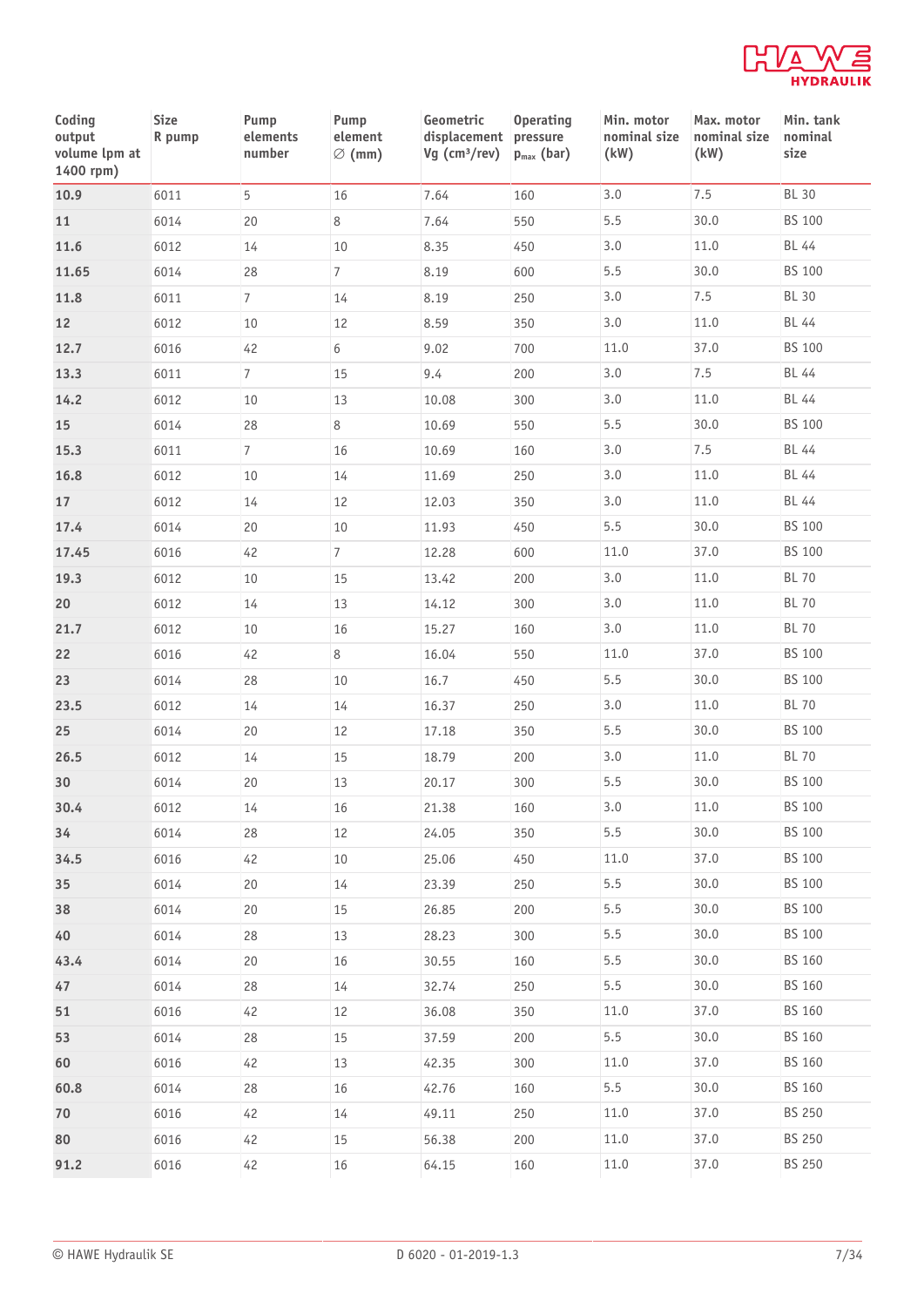| Coding output volume lpm at 1400 rpm) | Size R pump | Pump elements number | Pump element ∅ (mm) | Geometric displacement Vg (cm³/rev) | Operating pressure $p_{max}$ (bar) | Min. motor nominal size (kW) | Max. motor nominal size (kW) | Min. tank nominal size |
|---|---|---|---|---|---|---|---|---|
| **10.9** | 6011 | 5 | 16 | 7.64 | 160 | 3.0 | 7.5 | BL 30 |
| **11** | 6014 | 20 | 8 | 7.64 | 550 | 5.5 | 30.0 | BS 100 |
| **11.6** | 6012 | 14 | 10 | 8.35 | 450 | 3.0 | 11.0 | BL 44 |
| **11.65** | 6014 | 28 | 7 | 8.19 | 600 | 5.5 | 30.0 | BS 100 |
| **11.8** | 6011 | 7 | 14 | 8.19 | 250 | 3.0 | 7.5 | BL 30 |
| **12** | 6012 | 10 | 12 | 8.59 | 350 | 3.0 | 11.0 | BL 44 |
| **12.7** | 6016 | 42 | 6 | 9.02 | 700 | 11.0 | 37.0 | BS 100 |
| **13.3** | 6011 | 7 | 15 | 9.4 | 200 | 3.0 | 7.5 | BL 44 |
| **14.2** | 6012 | 10 | 13 | 10.08 | 300 | 3.0 | 11.0 | BL 44 |
| **15** | 6014 | 28 | 8 | 10.69 | 550 | 5.5 | 30.0 | BS 100 |
| **15.3** | 6011 | 7 | 16 | 10.69 | 160 | 3.0 | 7.5 | BL 44 |
| **16.8** | 6012 | 10 | 14 | 11.69 | 250 | 3.0 | 11.0 | BL 44 |
| **17** | 6012 | 14 | 12 | 12.03 | 350 | 3.0 | 11.0 | BL 44 |
| **17.4** | 6014 | 20 | 10 | 11.93 | 450 | 5.5 | 30.0 | BS 100 |
| **17.45** | 6016 | 42 | 7 | 12.28 | 600 | 11.0 | 37.0 | BS 100 |
| **19.3** | 6012 | 10 | 15 | 13.42 | 200 | 3.0 | 11.0 | BL 70 |
| **20** | 6012 | 14 | 13 | 14.12 | 300 | 3.0 | 11.0 | BL 70 |
| **21.7** | 6012 | 10 | 16 | 15.27 | 160 | 3.0 | 11.0 | BL 70 |
| **22** | 6016 | 42 | 8 | 16.04 | 550 | 11.0 | 37.0 | BS 100 |
| **23** | 6014 | 28 | 10 | 16.7 | 450 | 5.5 | 30.0 | BS 100 |
| **23.5** | 6012 | 14 | 14 | 16.37 | 250 | 3.0 | 11.0 | BL 70 |
| **25** | 6014 | 20 | 12 | 17.18 | 350 | 5.5 | 30.0 | BS 100 |
| **26.5** | 6012 | 14 | 15 | 18.79 | 200 | 3.0 | 11.0 | BL 70 |
| **30** | 6014 | 20 | 13 | 20.17 | 300 | 5.5 | 30.0 | BS 100 |
| **30.4** | 6012 | 14 | 16 | 21.38 | 160 | 3.0 | 11.0 | BS 100 |
| **34** | 6014 | 28 | 12 | 24.05 | 350 | 5.5 | 30.0 | BS 100 |
| **34.5** | 6016 | 42 | 10 | 25.06 | 450 | 11.0 | 37.0 | BS 100 |
| **35** | 6014 | 20 | 14 | 23.39 | 250 | 5.5 | 30.0 | BS 100 |
| **38** | 6014 | 20 | 15 | 26.85 | 200 | 5.5 | 30.0 | BS 100 |
| **40** | 6014 | 28 | 13 | 28.23 | 300 | 5.5 | 30.0 | BS 100 |
| **43.4** | 6014 | 20 | 16 | 30.55 | 160 | 5.5 | 30.0 | BS 160 |
| **47** | 6014 | 28 | 14 | 32.74 | 250 | 5.5 | 30.0 | BS 160 |
| **51** | 6016 | 42 | 12 | 36.08 | 350 | 11.0 | 37.0 | BS 160 |
| **53** | 6014 | 28 | 15 | 37.59 | 200 | 5.5 | 30.0 | BS 160 |
| **60** | 6016 | 42 | 13 | 42.35 | 300 | 11.0 | 37.0 | BS 160 |
| **60.8** | 6014 | 28 | 16 | 42.76 | 160 | 5.5 | 30.0 | BS 160 |
| **70** | 6016 | 42 | 14 | 49.11 | 250 | 11.0 | 37.0 | BS 250 |
| **80** | 6016 | 42 | 15 | 56.38 | 200 | 11.0 | 37.0 | BS 250 |
| **91.2** | 6016 | 42 | 16 | 64.15 | 160 | 11.0 | 37.0 | BS 250 |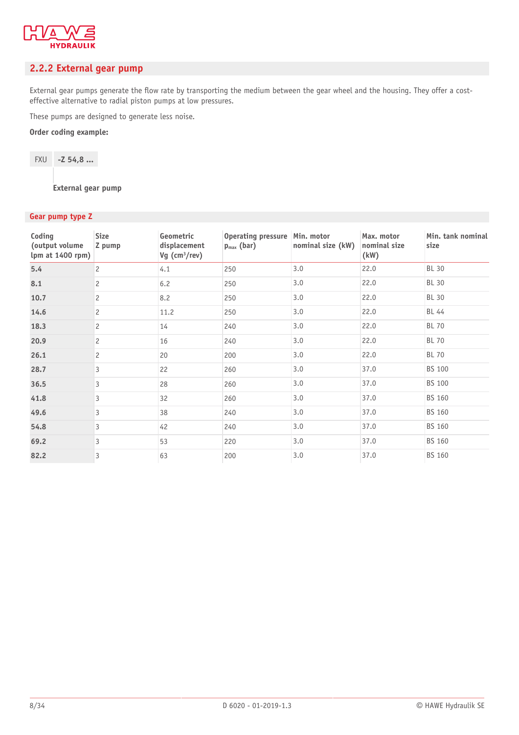## 2.2.2 External gear pump

External gear pumps generate the flow rate by transporting the medium between the gear wheel and the housing. They offer a cost-effective alternative to radial piston pumps at low pressures.

These pumps are designed to generate less noise.

**Order coding example:**

| FXU | -Z 54,8 ... |
|---|---|

**External gear pump**

### Gear pump type Z

| Coding (output volume lpm at 1400 rpm) | Size Z pump | Geometric displacement Vg (cm³/rev) | Operating pressure $p_{max}$ (bar) | Min. motor nominal size (kW) | Max. motor nominal size (kW) | Min. tank nominal size |
|---|---|---|---|---|---|---|
| **5.4** | 2 | 4.1 | 250 | 3.0 | 22.0 | BL 30 |
| **8.1** | 2 | 6.2 | 250 | 3.0 | 22.0 | BL 30 |
| **10.7** | 2 | 8.2 | 250 | 3.0 | 22.0 | BL 30 |
| **14.6** | 2 | 11.2 | 250 | 3.0 | 22.0 | BL 44 |
| **18.3** | 2 | 14 | 240 | 3.0 | 22.0 | BL 70 |
| **20.9** | 2 | 16 | 240 | 3.0 | 22.0 | BL 70 |
| **26.1** | 2 | 20 | 200 | 3.0 | 22.0 | BL 70 |
| **28.7** | 3 | 22 | 260 | 3.0 | 37.0 | BS 100 |
| **36.5** | 3 | 28 | 260 | 3.0 | 37.0 | BS 100 |
| **41.8** | 3 | 32 | 260 | 3.0 | 37.0 | BS 160 |
| **49.6** | 3 | 38 | 240 | 3.0 | 37.0 | BS 160 |
| **54.8** | 3 | 42 | 240 | 3.0 | 37.0 | BS 160 |
| **69.2** | 3 | 53 | 220 | 3.0 | 37.0 | BS 160 |
| **82.2** | 3 | 63 | 200 | 3.0 | 37.0 | BS 160 |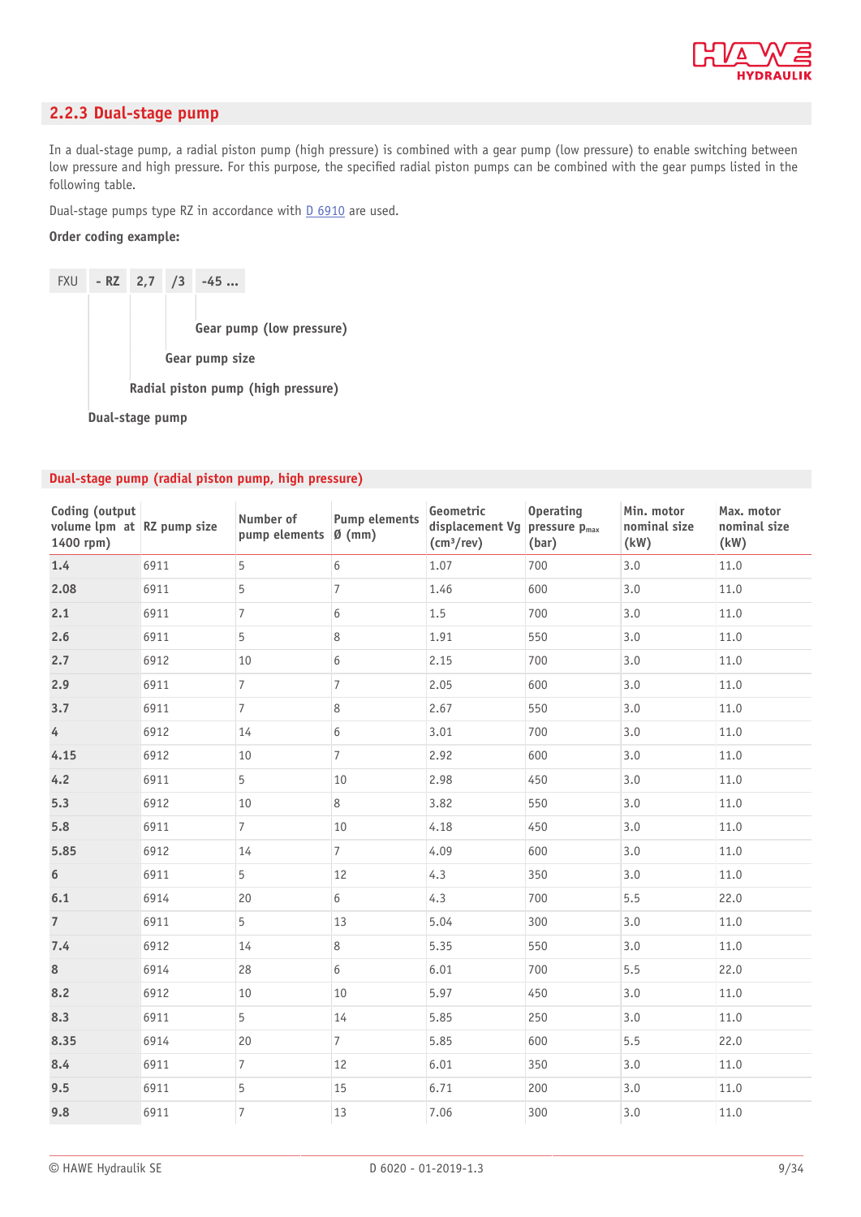### 2.2.3 Dual-stage pump

In a dual-stage pump, a radial piston pump (high pressure) is combined with a gear pump (low pressure) to enable switching between low pressure and high pressure. For this purpose, the specified radial piston pumps can be combined with the gear pumps listed in the following table.

Dual-stage pumps type RZ in accordance with D 6910 are used.

**Order coding example:**

| FXU | - RZ | 2,7 | /3 | -45 ... |
|---|---|---|---|---|

- -45 ...: **Gear pump (low pressure)**
- /3: **Gear pump size**
- 2,7: **Radial piston pump (high pressure)**
- - RZ: **Dual-stage pump**

**Dual-stage pump (radial piston pump, high pressure)**

| Coding (output volume lpm at 1400 rpm) | RZ pump size | Number of pump elements | Pump elements Ø (mm) | Geometric displacement Vg (cm³/rev) | Operating pressure $p_{max}$ (bar) | Min. motor nominal size (kW) | Max. motor nominal size (kW) |
|---|---|---|---|---|---|---|---|
| 1.4 | 6911 | 5 | 6 | 1.07 | 700 | 3.0 | 11.0 |
| 2.08 | 6911 | 5 | 7 | 1.46 | 600 | 3.0 | 11.0 |
| 2.1 | 6911 | 7 | 6 | 1.5 | 700 | 3.0 | 11.0 |
| 2.6 | 6911 | 5 | 8 | 1.91 | 550 | 3.0 | 11.0 |
| 2.7 | 6912 | 10 | 6 | 2.15 | 700 | 3.0 | 11.0 |
| 2.9 | 6911 | 7 | 7 | 2.05 | 600 | 3.0 | 11.0 |
| 3.7 | 6911 | 7 | 8 | 2.67 | 550 | 3.0 | 11.0 |
| 4 | 6912 | 14 | 6 | 3.01 | 700 | 3.0 | 11.0 |
| 4.15 | 6912 | 10 | 7 | 2.92 | 600 | 3.0 | 11.0 |
| 4.2 | 6911 | 5 | 10 | 2.98 | 450 | 3.0 | 11.0 |
| 5.3 | 6912 | 10 | 8 | 3.82 | 550 | 3.0 | 11.0 |
| 5.8 | 6911 | 7 | 10 | 4.18 | 450 | 3.0 | 11.0 |
| 5.85 | 6912 | 14 | 7 | 4.09 | 600 | 3.0 | 11.0 |
| 6 | 6911 | 5 | 12 | 4.3 | 350 | 3.0 | 11.0 |
| 6.1 | 6914 | 20 | 6 | 4.3 | 700 | 5.5 | 22.0 |
| 7 | 6911 | 5 | 13 | 5.04 | 300 | 3.0 | 11.0 |
| 7.4 | 6912 | 14 | 8 | 5.35 | 550 | 3.0 | 11.0 |
| 8 | 6914 | 28 | 6 | 6.01 | 700 | 5.5 | 22.0 |
| 8.2 | 6912 | 10 | 10 | 5.97 | 450 | 3.0 | 11.0 |
| 8.3 | 6911 | 5 | 14 | 5.85 | 250 | 3.0 | 11.0 |
| 8.35 | 6914 | 20 | 7 | 5.85 | 600 | 5.5 | 22.0 |
| 8.4 | 6911 | 7 | 12 | 6.01 | 350 | 3.0 | 11.0 |
| 9.5 | 6911 | 5 | 15 | 6.71 | 200 | 3.0 | 11.0 |
| 9.8 | 6911 | 7 | 13 | 7.06 | 300 | 3.0 | 11.0 |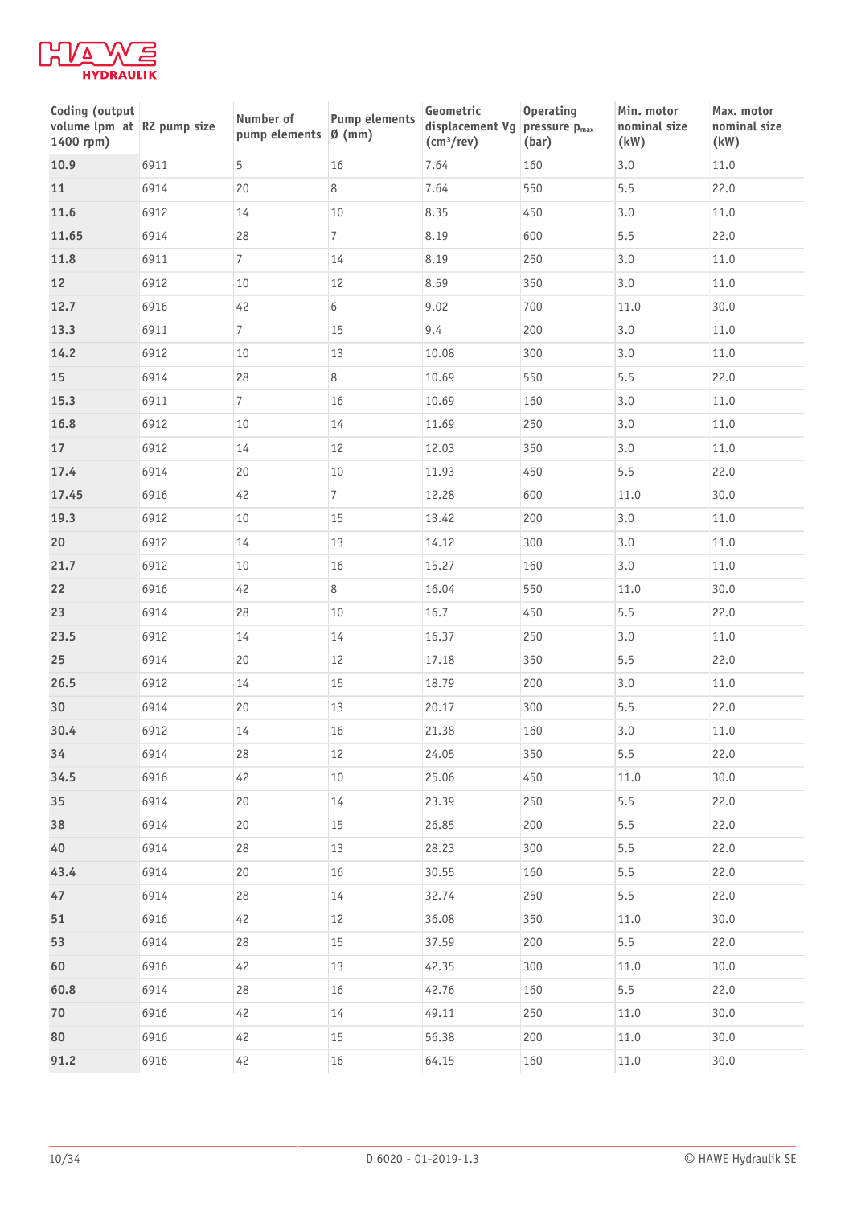| Coding (output volume lpm at 1400 rpm) | RZ pump size | Number of pump elements | Pump elements Ø (mm) | Geometric displacement Vg (cm³/rev) | Operating pressure $p_{max}$ (bar) | Min. motor nominal size (kW) | Max. motor nominal size (kW) |
|---|---|---|---|---|---|---|---|
| **10.9** | 6911 | 5 | 16 | 7.64 | 160 | 3.0 | 11.0 |
| **11** | 6914 | 20 | 8 | 7.64 | 550 | 5.5 | 22.0 |
| **11.6** | 6912 | 14 | 10 | 8.35 | 450 | 3.0 | 11.0 |
| **11.65** | 6914 | 28 | 7 | 8.19 | 600 | 5.5 | 22.0 |
| **11.8** | 6911 | 7 | 14 | 8.19 | 250 | 3.0 | 11.0 |
| **12** | 6912 | 10 | 12 | 8.59 | 350 | 3.0 | 11.0 |
| **12.7** | 6916 | 42 | 6 | 9.02 | 700 | 11.0 | 30.0 |
| **13.3** | 6911 | 7 | 15 | 9.4 | 200 | 3.0 | 11.0 |
| **14.2** | 6912 | 10 | 13 | 10.08 | 300 | 3.0 | 11.0 |
| **15** | 6914 | 28 | 8 | 10.69 | 550 | 5.5 | 22.0 |
| **15.3** | 6911 | 7 | 16 | 10.69 | 160 | 3.0 | 11.0 |
| **16.8** | 6912 | 10 | 14 | 11.69 | 250 | 3.0 | 11.0 |
| **17** | 6912 | 14 | 12 | 12.03 | 350 | 3.0 | 11.0 |
| **17.4** | 6914 | 20 | 10 | 11.93 | 450 | 5.5 | 22.0 |
| **17.45** | 6916 | 42 | 7 | 12.28 | 600 | 11.0 | 30.0 |
| **19.3** | 6912 | 10 | 15 | 13.42 | 200 | 3.0 | 11.0 |
| **20** | 6912 | 14 | 13 | 14.12 | 300 | 3.0 | 11.0 |
| **21.7** | 6912 | 10 | 16 | 15.27 | 160 | 3.0 | 11.0 |
| **22** | 6916 | 42 | 8 | 16.04 | 550 | 11.0 | 30.0 |
| **23** | 6914 | 28 | 10 | 16.7 | 450 | 5.5 | 22.0 |
| **23.5** | 6912 | 14 | 14 | 16.37 | 250 | 3.0 | 11.0 |
| **25** | 6914 | 20 | 12 | 17.18 | 350 | 5.5 | 22.0 |
| **26.5** | 6912 | 14 | 15 | 18.79 | 200 | 3.0 | 11.0 |
| **30** | 6914 | 20 | 13 | 20.17 | 300 | 5.5 | 22.0 |
| **30.4** | 6912 | 14 | 16 | 21.38 | 160 | 3.0 | 11.0 |
| **34** | 6914 | 28 | 12 | 24.05 | 350 | 5.5 | 22.0 |
| **34.5** | 6916 | 42 | 10 | 25.06 | 450 | 11.0 | 30.0 |
| **35** | 6914 | 20 | 14 | 23.39 | 250 | 5.5 | 22.0 |
| **38** | 6914 | 20 | 15 | 26.85 | 200 | 5.5 | 22.0 |
| **40** | 6914 | 28 | 13 | 28.23 | 300 | 5.5 | 22.0 |
| **43.4** | 6914 | 20 | 16 | 30.55 | 160 | 5.5 | 22.0 |
| **47** | 6914 | 28 | 14 | 32.74 | 250 | 5.5 | 22.0 |
| **51** | 6916 | 42 | 12 | 36.08 | 350 | 11.0 | 30.0 |
| **53** | 6914 | 28 | 15 | 37.59 | 200 | 5.5 | 22.0 |
| **60** | 6916 | 42 | 13 | 42.35 | 300 | 11.0 | 30.0 |
| **60.8** | 6914 | 28 | 16 | 42.76 | 160 | 5.5 | 22.0 |
| **70** | 6916 | 42 | 14 | 49.11 | 250 | 11.0 | 30.0 |
| **80** | 6916 | 42 | 15 | 56.38 | 200 | 11.0 | 30.0 |
| **91.2** | 6916 | 42 | 16 | 64.15 | 160 | 11.0 | 30.0 |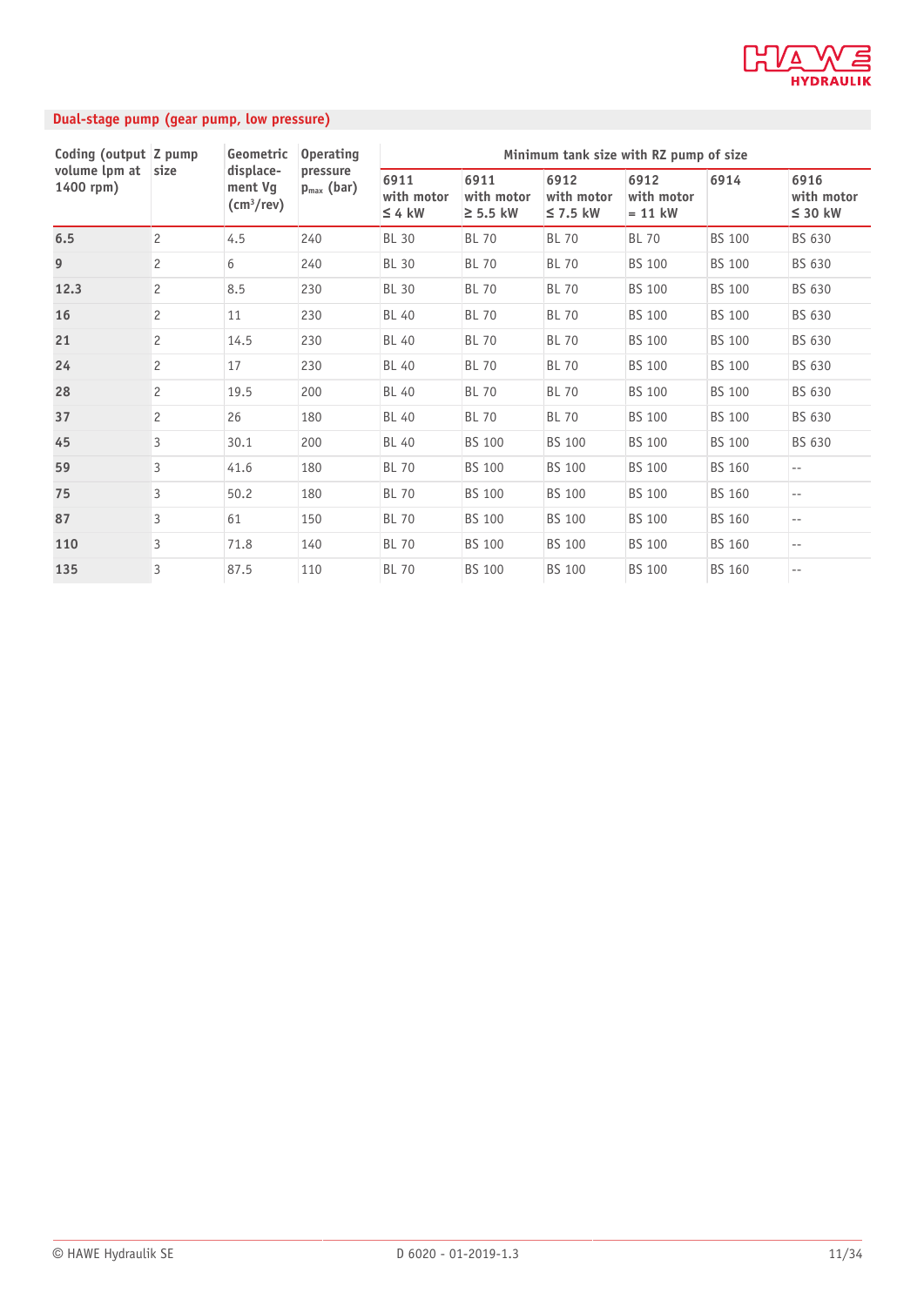## Dual-stage pump (gear pump, low pressure)

| Coding (output volume lpm at 1400 rpm) | Z pump size | Geometric displace-ment Vg (cm³/rev) | Operating pressure $p_{max}$ (bar) | Minimum tank size with RZ pump of size | | | | | |
|---|---|---|---|---|---|---|---|---|---|
| | | | | 6911 with motor ≤ 4 kW | 6911 with motor ≥ 5.5 kW | 6912 with motor ≤ 7.5 kW | 6912 with motor = 11 kW | 6914 | 6916 with motor ≤ 30 kW |
| **6.5** | 2 | 4.5 | 240 | BL 30 | BL 70 | BL 70 | BL 70 | BS 100 | BS 630 |
| **9** | 2 | 6 | 240 | BL 30 | BL 70 | BL 70 | BS 100 | BS 100 | BS 630 |
| **12.3** | 2 | 8.5 | 230 | BL 30 | BL 70 | BL 70 | BS 100 | BS 100 | BS 630 |
| **16** | 2 | 11 | 230 | BL 40 | BL 70 | BL 70 | BS 100 | BS 100 | BS 630 |
| **21** | 2 | 14.5 | 230 | BL 40 | BL 70 | BL 70 | BS 100 | BS 100 | BS 630 |
| **24** | 2 | 17 | 230 | BL 40 | BL 70 | BL 70 | BS 100 | BS 100 | BS 630 |
| **28** | 2 | 19.5 | 200 | BL 40 | BL 70 | BL 70 | BS 100 | BS 100 | BS 630 |
| **37** | 2 | 26 | 180 | BL 40 | BL 70 | BL 70 | BS 100 | BS 100 | BS 630 |
| **45** | 3 | 30.1 | 200 | BL 40 | BS 100 | BS 100 | BS 100 | BS 100 | BS 630 |
| **59** | 3 | 41.6 | 180 | BL 70 | BS 100 | BS 100 | BS 100 | BS 160 | -- |
| **75** | 3 | 50.2 | 180 | BL 70 | BS 100 | BS 100 | BS 100 | BS 160 | -- |
| **87** | 3 | 61 | 150 | BL 70 | BS 100 | BS 100 | BS 100 | BS 160 | -- |
| **110** | 3 | 71.8 | 140 | BL 70 | BS 100 | BS 100 | BS 100 | BS 160 | -- |
| **135** | 3 | 87.5 | 110 | BL 70 | BS 100 | BS 100 | BS 100 | BS 160 | -- |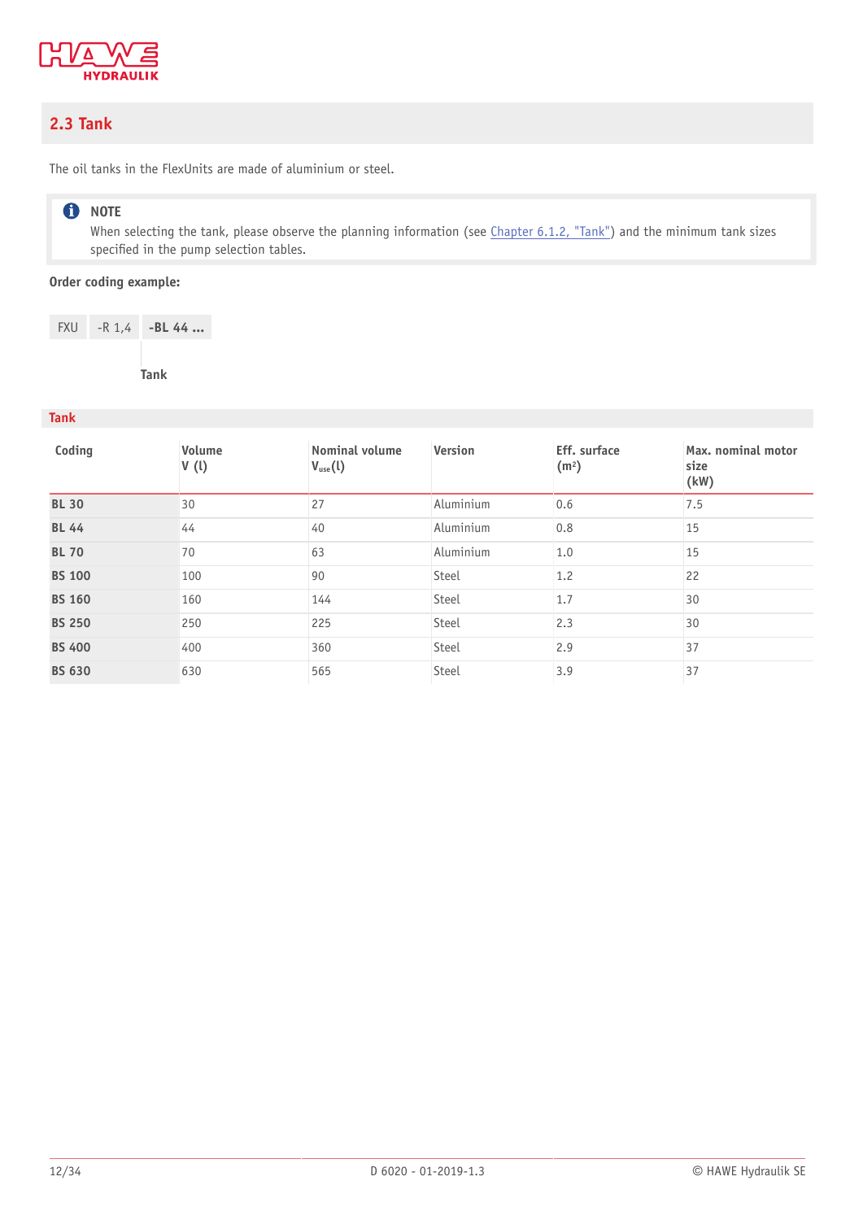## 2.3 Tank

The oil tanks in the FlexUnits are made of aluminium or steel.

> **NOTE**
> When selecting the tank, please observe the planning information (see Chapter 6.1.2, "Tank") and the minimum tank sizes specified in the pump selection tables.

**Order coding example:**

| | | |
|---|---|---|
| FXU | -R 1,4 | **-BL 44 ...** |
| | | **Tank** |

**Tank**

| Coding | Volume V (l) | Nominal volume $V_{use}$ (l) | Version | Eff. surface (m²) | Max. nominal motor size (kW) |
|---|---|---|---|---|---|
| **BL 30** | 30 | 27 | Aluminium | 0.6 | 7.5 |
| **BL 44** | 44 | 40 | Aluminium | 0.8 | 15 |
| **BL 70** | 70 | 63 | Aluminium | 1.0 | 15 |
| **BS 100** | 100 | 90 | Steel | 1.2 | 22 |
| **BS 160** | 160 | 144 | Steel | 1.7 | 30 |
| **BS 250** | 250 | 225 | Steel | 2.3 | 30 |
| **BS 400** | 400 | 360 | Steel | 2.9 | 37 |
| **BS 630** | 630 | 565 | Steel | 3.9 | 37 |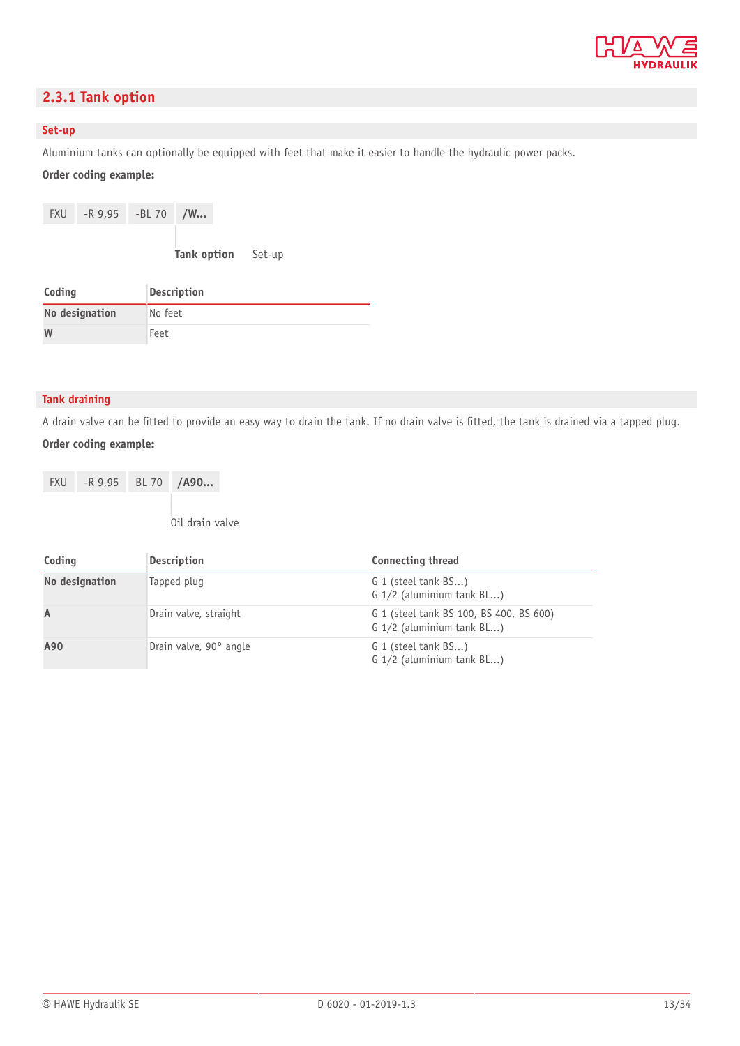## 2.3.1 Tank option

### Set-up

Aluminium tanks can optionally be equipped with feet that make it easier to handle the hydraulic power packs.

**Order coding example:**

FXU -R 9,95 -BL 70 **/W...**

**Tank option** Set-up

| Coding | Description |
|---|---|
| **No designation** | No feet |
| **W** | Feet |

### Tank draining

A drain valve can be fitted to provide an easy way to drain the tank. If no drain valve is fitted, the tank is drained via a tapped plug.

**Order coding example:**

FXU -R 9,95 BL 70 **/A90...**

Oil drain valve

| Coding | Description | Connecting thread |
|---|---|---|
| **No designation** | Tapped plug | G 1 (steel tank BS...)<br>G 1/2 (aluminium tank BL...) |
| **A** | Drain valve, straight | G 1 (steel tank BS 100, BS 400, BS 600)<br>G 1/2 (aluminium tank BL...) |
| **A90** | Drain valve, 90° angle | G 1 (steel tank BS...)<br>G 1/2 (aluminium tank BL...) |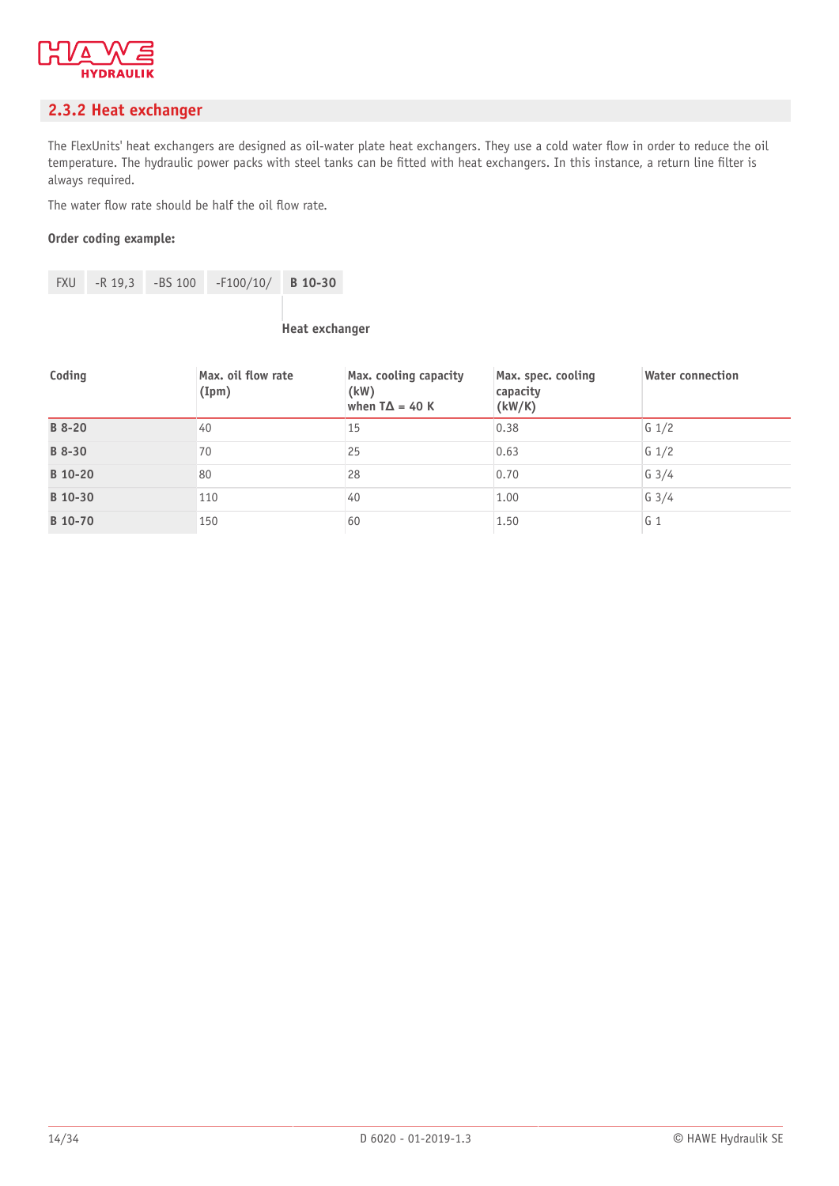## 2.3.2 Heat exchanger

The FlexUnits' heat exchangers are designed as oil-water plate heat exchangers. They use a cold water flow in order to reduce the oil temperature. The hydraulic power packs with steel tanks can be fitted with heat exchangers. In this instance, a return line filter is always required.

The water flow rate should be half the oil flow rate.

**Order coding example:**

| FXU | -R 19,3 | -BS 100 | -F100/10/ | **B 10-30** |
|---|---|---|---|---|

**Heat exchanger**

| Coding | Max. oil flow rate (lpm) | Max. cooling capacity (kW) when TΔ = 40 K | Max. spec. cooling capacity (kW/K) | Water connection |
|---|---|---|---|---|
| **B 8-20** | 40 | 15 | 0.38 | G 1/2 |
| **B 8-30** | 70 | 25 | 0.63 | G 1/2 |
| **B 10-20** | 80 | 28 | 0.70 | G 3/4 |
| **B 10-30** | 110 | 40 | 1.00 | G 3/4 |
| **B 10-70** | 150 | 60 | 1.50 | G 1 |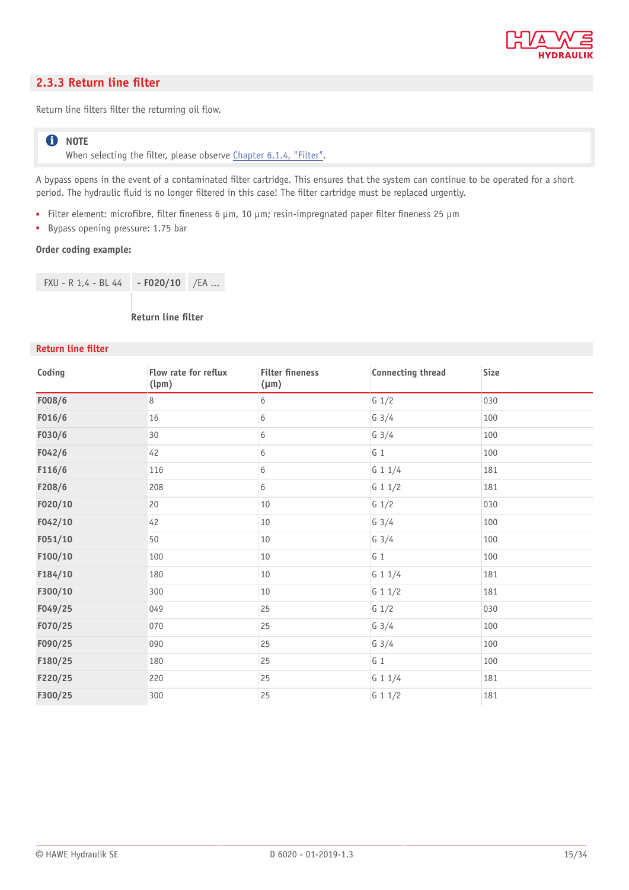## 2.3.3 Return line filter

Return line filters filter the returning oil flow.

> **NOTE**
> When selecting the filter, please observe Chapter 6.1.4, "Filter".

A bypass opens in the event of a contaminated filter cartridge. This ensures that the system can continue to be operated for a short period. The hydraulic fluid is no longer filtered in this case! The filter cartridge must be replaced urgently.

- Filter element: microfibre, filter fineness 6 µm, 10 µm; resin-impregnated paper filter fineness 25 µm
- Bypass opening pressure: 1.75 bar

**Order coding example:**

FXU - R 1,4 - BL 44 **- F020/10** /EA ...

**Return line filter**

**Return line filter**

| Coding | Flow rate for reflux (lpm) | Filter fineness (µm) | Connecting thread | Size |
|---|---|---|---|---|
| **F008/6** | 8 | 6 | G 1/2 | 030 |
| **F016/6** | 16 | 6 | G 3/4 | 100 |
| **F030/6** | 30 | 6 | G 3/4 | 100 |
| **F042/6** | 42 | 6 | G 1 | 100 |
| **F116/6** | 116 | 6 | G 1 1/4 | 181 |
| **F208/6** | 208 | 6 | G 1 1/2 | 181 |
| **F020/10** | 20 | 10 | G 1/2 | 030 |
| **F042/10** | 42 | 10 | G 3/4 | 100 |
| **F051/10** | 50 | 10 | G 3/4 | 100 |
| **F100/10** | 100 | 10 | G 1 | 100 |
| **F184/10** | 180 | 10 | G 1 1/4 | 181 |
| **F300/10** | 300 | 10 | G 1 1/2 | 181 |
| **F049/25** | 049 | 25 | G 1/2 | 030 |
| **F070/25** | 070 | 25 | G 3/4 | 100 |
| **F090/25** | 090 | 25 | G 3/4 | 100 |
| **F180/25** | 180 | 25 | G 1 | 100 |
| **F220/25** | 220 | 25 | G 1 1/4 | 181 |
| **F300/25** | 300 | 25 | G 1 1/2 | 181 |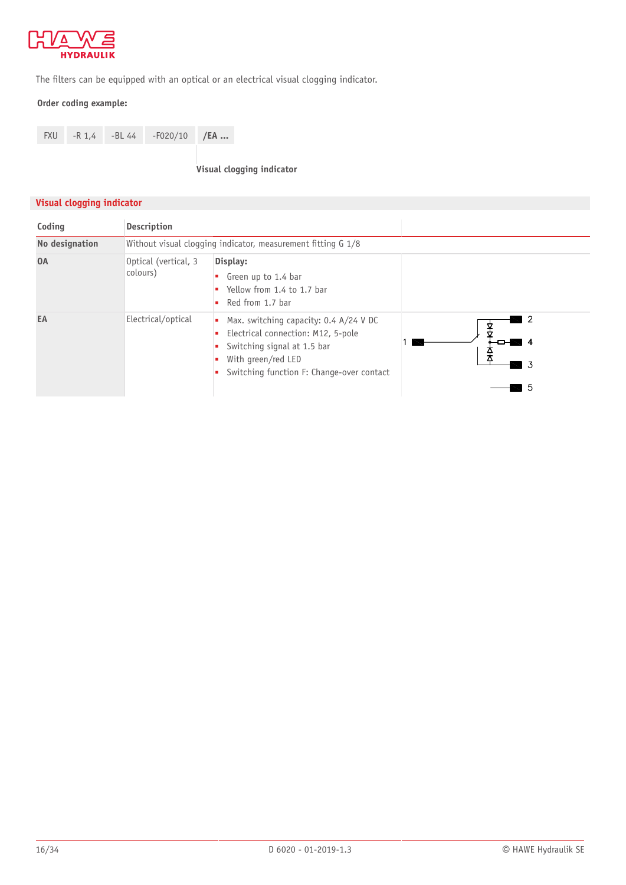The filters can be equipped with an optical or an electrical visual clogging indicator.

**Order coding example:**

| FXU | -R 1,4 | -BL 44 | -F020/10 | **/EA ...** |
|---|---|---|---|---|

**/EA ...**: Visual clogging indicator

## Visual clogging indicator

| Coding | Description | | |
|---|---|---|---|
| **No designation** | Without visual clogging indicator, measurement fitting G 1/8 | | |
| **OA** | Optical (vertical, 3 colours) | **Display:**<br>▪ Green up to 1.4 bar<br>▪ Yellow from 1.4 to 1.7 bar<br>▪ Red from 1.7 bar | |
| **EA** | Electrical/optical | ▪ Max. switching capacity: 0.4 A/24 V DC<br>▪ Electrical connection: M12, 5-pole<br>▪ Switching signal at 1.5 bar<br>▪ With green/red LED<br>▪ Switching function F: Change-over contact | 1 2 4 3 5 |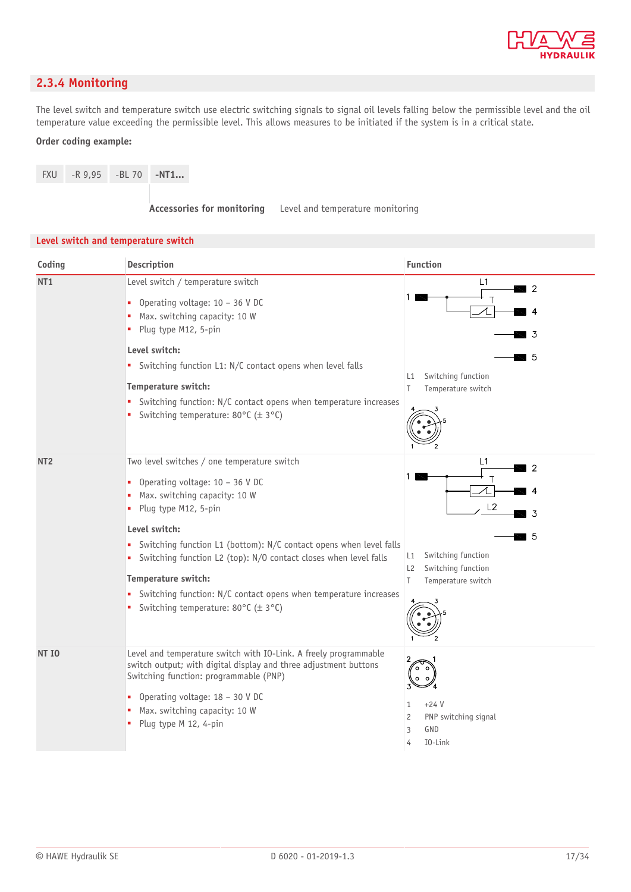## 2.3.4 Monitoring

The level switch and temperature switch use electric switching signals to signal oil levels falling below the permissible level and the oil temperature value exceeding the permissible level. This allows measures to be initiated if the system is in a critical state.

**Order coding example:**

| | | | |
|---|---|---|---|
| FXU | -R 9,95 | -BL 70 | **-NT1...** |

**Accessories for monitoring** Level and temperature monitoring

### Level switch and temperature switch

| Coding | Description | Function |
|---|---|---|
| **NT1** | Level switch / temperature switch<br>▪ Operating voltage: 10 – 36 V DC<br>▪ Max. switching capacity: 10 W<br>▪ Plug type M12, 5-pin<br>**Level switch:**<br>▪ Switching function L1: N/C contact opens when level falls<br>**Temperature switch:**<br>▪ Switching function: N/C contact opens when temperature increases<br>▪ Switching temperature: 80°C (± 3°C) | L1 1 T 2 4 3 5<br>L1 Switching function<br>T Temperature switch<br>4 3 5 1 2 |
| **NT2** | Two level switches / one temperature switch<br>▪ Operating voltage: 10 – 36 V DC<br>▪ Max. switching capacity: 10 W<br>▪ Plug type M12, 5-pin<br>**Level switch:**<br>▪ Switching function L1 (bottom): N/C contact opens when level falls<br>▪ Switching function L2 (top): N/O contact closes when level falls<br>**Temperature switch:**<br>▪ Switching function: N/C contact opens when temperature increases<br>▪ Switching temperature: 80°C (± 3°C) | L1 1 T L2 2 4 3 5<br>L1 Switching function<br>L2 Switching function<br>T Temperature switch<br>4 3 5 1 2 |
| **NT IO** | Level and temperature switch with IO-Link. A freely programmable switch output; with digital display and three adjustment buttons<br>Switching function: programmable (PNP)<br>▪ Operating voltage: 18 – 30 V DC<br>▪ Max. switching capacity: 10 W<br>▪ Plug type M 12, 4-pin | 2 1 3 4<br>1 +24 V<br>2 PNP switching signal<br>3 GND<br>4 IO-Link |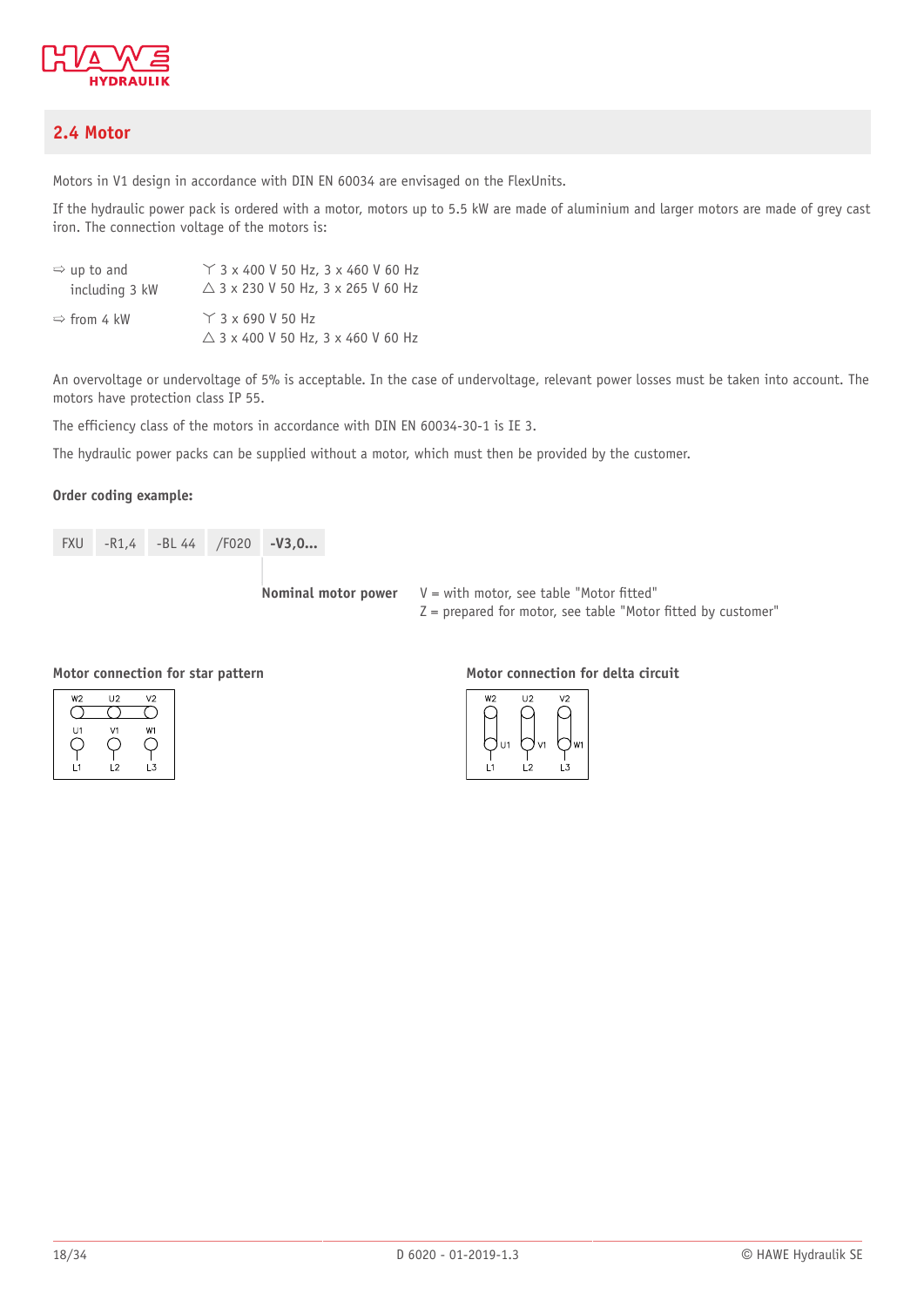## 2.4 Motor

Motors in V1 design in accordance with DIN EN 60034 are envisaged on the FlexUnits.

If the hydraulic power pack is ordered with a motor, motors up to 5.5 kW are made of aluminium and larger motors are made of grey cast iron. The connection voltage of the motors is:

| | |
|---|---|
| ⇨ up to and including 3 kW | ⋎ 3 x 400 V 50 Hz, 3 x 460 V 60 Hz<br>△ 3 x 230 V 50 Hz, 3 x 265 V 60 Hz |
| ⇨ from 4 kW | ⋎ 3 x 690 V 50 Hz<br>△ 3 x 400 V 50 Hz, 3 x 460 V 60 Hz |

An overvoltage or undervoltage of 5% is acceptable. In the case of undervoltage, relevant power losses must be taken into account. The motors have protection class IP 55.

The efficiency class of the motors in accordance with DIN EN 60034-30-1 is IE 3.

The hydraulic power packs can be supplied without a motor, which must then be provided by the customer.

**Order coding example:**

| | | | | |
|---|---|---|---|---|
| FXU | -R1,4 | -BL 44 | /F020 | **-V3,0...** |

**Nominal motor power**
V = with motor, see table "Motor fitted"
Z = prepared for motor, see table "Motor fitted by customer"

**Motor connection for star pattern**

W2 U2 V2
U1 V1 W1
L1 L2 L3

**Motor connection for delta circuit**

W2 U2 V2
U1 V1 W1
L1 L2 L3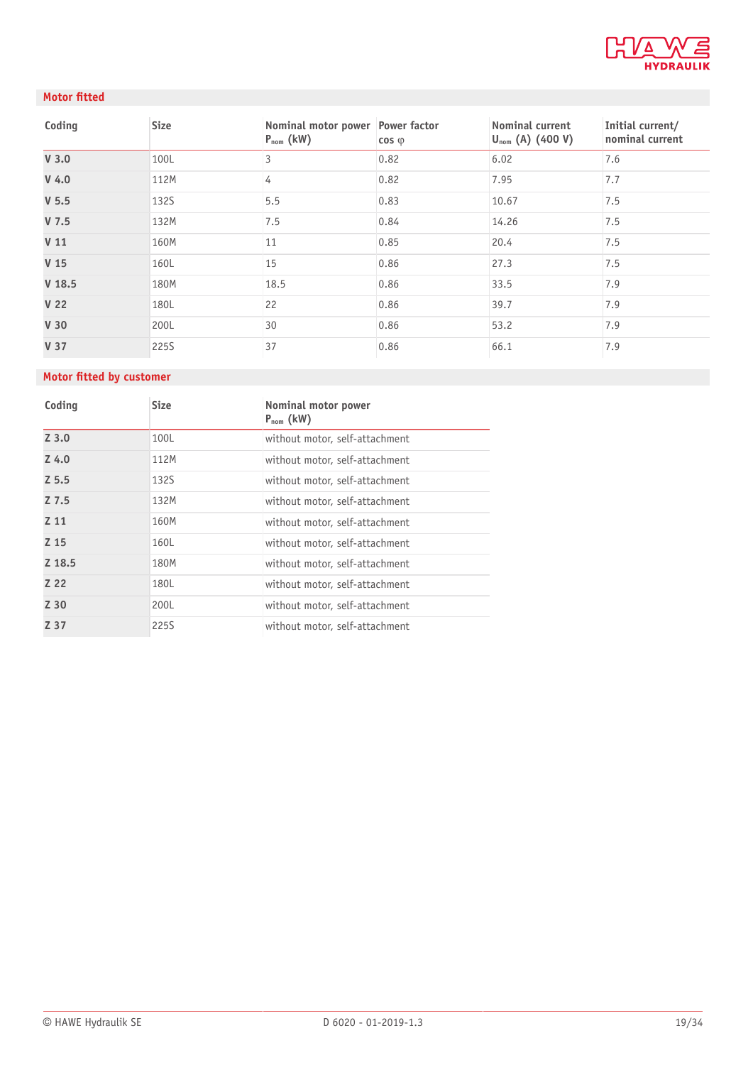## Motor fitted

| Coding | Size | Nominal motor power $P_{nom}$ (kW) | Power factor cos φ | Nominal current $U_{nom}$ (A) (400 V) | Initial current/ nominal current |
|---|---|---|---|---|---|
| **V 3.0** | 100L | 3 | 0.82 | 6.02 | 7.6 |
| **V 4.0** | 112M | 4 | 0.82 | 7.95 | 7.7 |
| **V 5.5** | 132S | 5.5 | 0.83 | 10.67 | 7.5 |
| **V 7.5** | 132M | 7.5 | 0.84 | 14.26 | 7.5 |
| **V 11** | 160M | 11 | 0.85 | 20.4 | 7.5 |
| **V 15** | 160L | 15 | 0.86 | 27.3 | 7.5 |
| **V 18.5** | 180M | 18.5 | 0.86 | 33.5 | 7.9 |
| **V 22** | 180L | 22 | 0.86 | 39.7 | 7.9 |
| **V 30** | 200L | 30 | 0.86 | 53.2 | 7.9 |
| **V 37** | 225S | 37 | 0.86 | 66.1 | 7.9 |

## Motor fitted by customer

| Coding | Size | Nominal motor power $P_{nom}$ (kW) |
|---|---|---|
| **Z 3.0** | 100L | without motor, self-attachment |
| **Z 4.0** | 112M | without motor, self-attachment |
| **Z 5.5** | 132S | without motor, self-attachment |
| **Z 7.5** | 132M | without motor, self-attachment |
| **Z 11** | 160M | without motor, self-attachment |
| **Z 15** | 160L | without motor, self-attachment |
| **Z 18.5** | 180M | without motor, self-attachment |
| **Z 22** | 180L | without motor, self-attachment |
| **Z 30** | 200L | without motor, self-attachment |
| **Z 37** | 225S | without motor, self-attachment |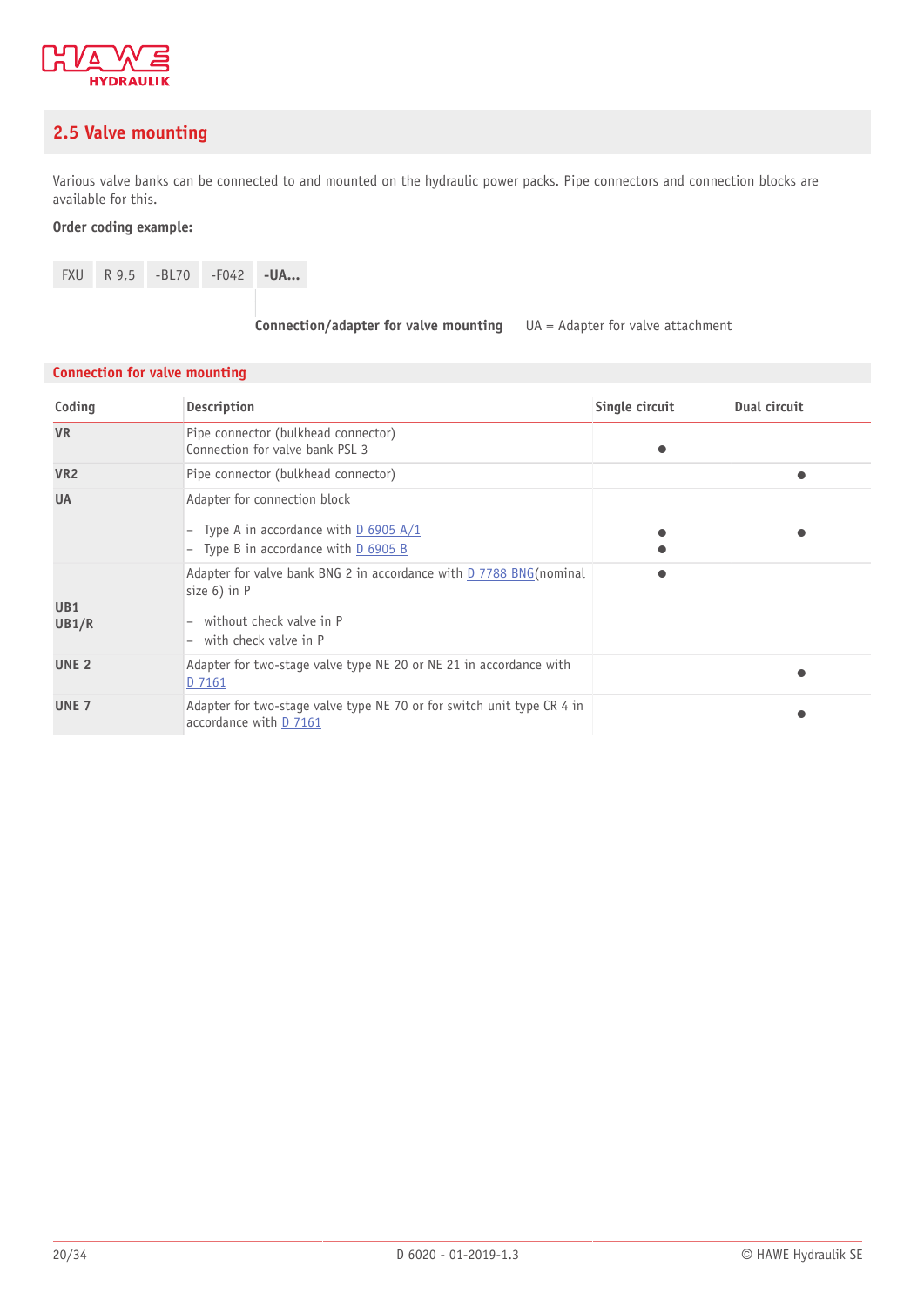## 2.5 Valve mounting

Various valve banks can be connected to and mounted on the hydraulic power packs. Pipe connectors and connection blocks are available for this.

**Order coding example:**

| FXU | R 9,5 | -BL70 | -F042 | **-UA...** |
|---|---|---|---|---|

**Connection/adapter for valve mounting** UA = Adapter for valve attachment

### Connection for valve mounting

| Coding | Description | Single circuit | Dual circuit |
|---|---|---|---|
| **VR** | Pipe connector (bulkhead connector)<br>Connection for valve bank PSL 3 | ● | |
| **VR2** | Pipe connector (bulkhead connector) | | ● |
| **UA** | Adapter for connection block<br>– Type A in accordance with D 6905 A/1<br>– Type B in accordance with D 6905 B | ●<br>● | ● |
| **UB1**<br>**UB1/R** | Adapter for valve bank BNG 2 in accordance with D 7788 BNG(nominal size 6) in P<br>– without check valve in P<br>– with check valve in P | ● | |
| **UNE 2** | Adapter for two-stage valve type NE 20 or NE 21 in accordance with D 7161 | | ● |
| **UNE 7** | Adapter for two-stage valve type NE 70 or for switch unit type CR 4 in accordance with D 7161 | | ● |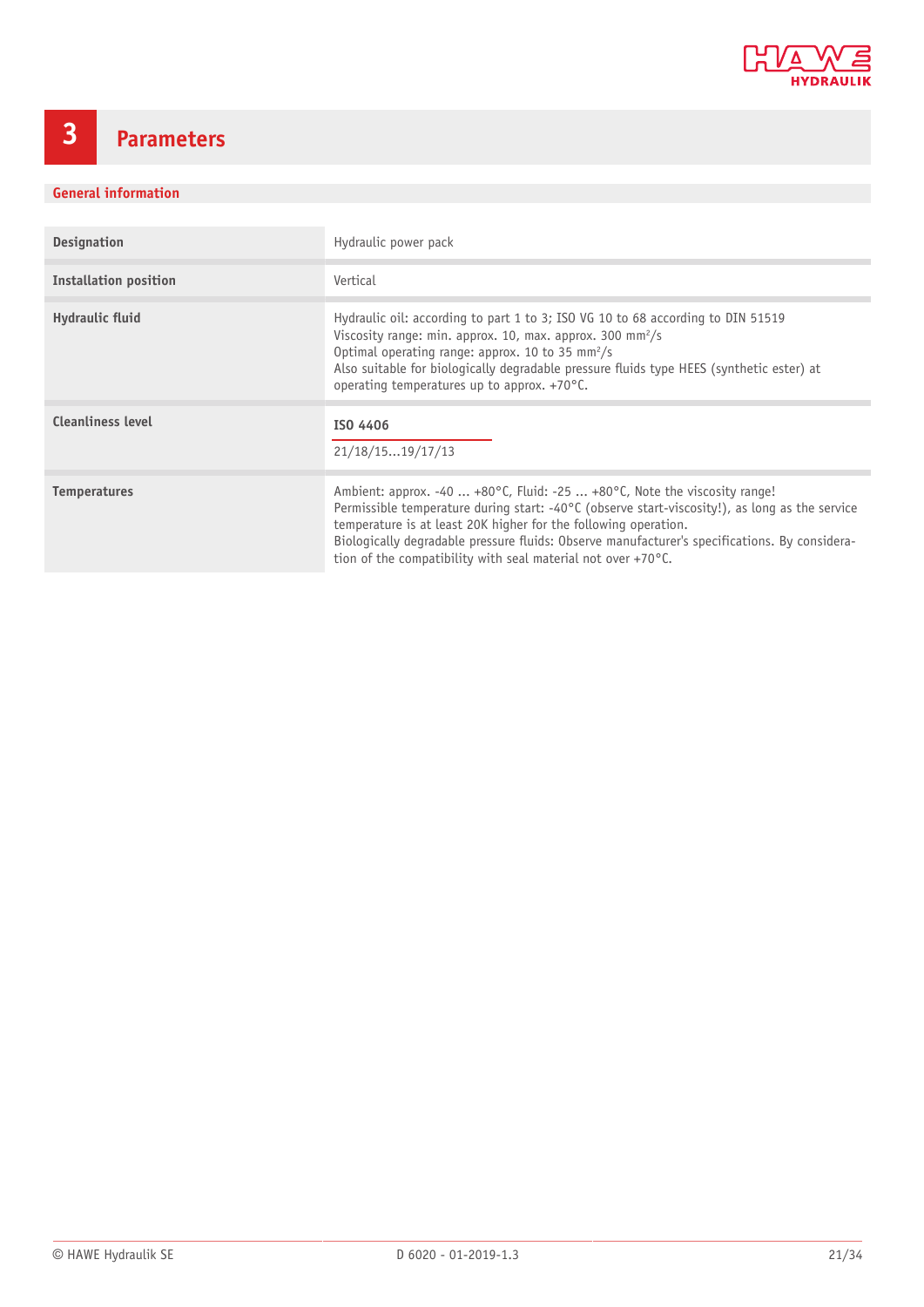# 3 Parameters

## General information

| | |
|---|---|
| **Designation** | Hydraulic power pack |
| **Installation position** | Vertical |
| **Hydraulic fluid** | Hydraulic oil: according to part 1 to 3; ISO VG 10 to 68 according to DIN 51519<br>Viscosity range: min. approx. 10, max. approx. 300 $mm^2/s$<br>Optimal operating range: approx. 10 to 35 $mm^2/s$<br>Also suitable for biologically degradable pressure fluids type HEES (synthetic ester) at operating temperatures up to approx. +70°C. |
| **Cleanliness level** | **ISO 4406**<br>21/18/15...19/17/13 |
| **Temperatures** | Ambient: approx. -40 ... +80°C, Fluid: -25 ... +80°C, Note the viscosity range!<br>Permissible temperature during start: -40°C (observe start-viscosity!), as long as the service temperature is at least 20K higher for the following operation.<br>Biologically degradable pressure fluids: Observe manufacturer's specifications. By consideration of the compatibility with seal material not over +70°C. |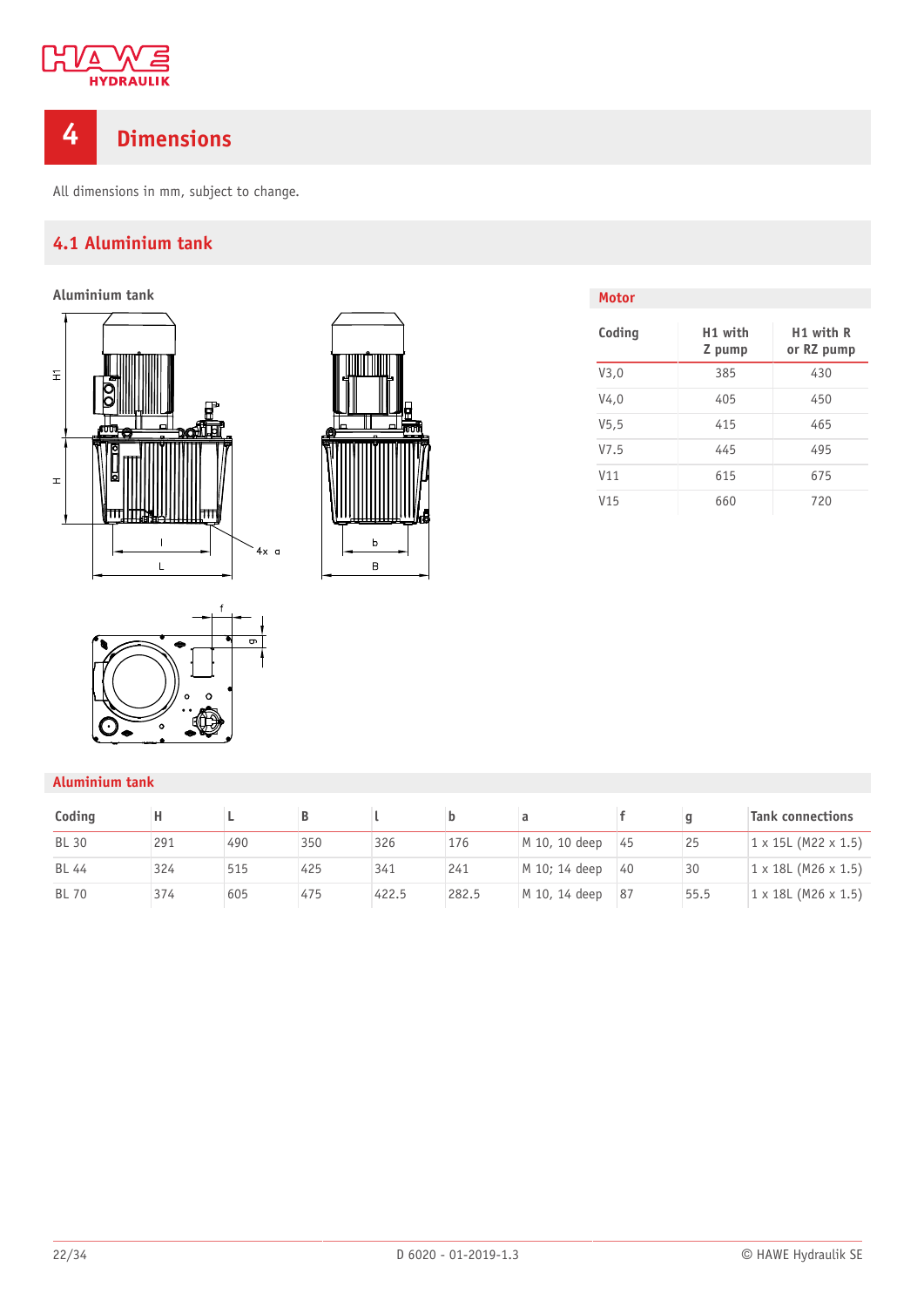# 4 Dimensions

All dimensions in mm, subject to change.

## 4.1 Aluminium tank

**Aluminium tank**

H1

H

l

L

4x a

b

B

f

g

**Motor**

| Coding | H1 with Z pump | H1 with R or RZ pump |
|---|---|---|
| V3,0 | 385 | 430 |
| V4,0 | 405 | 450 |
| V5,5 | 415 | 465 |
| V7.5 | 445 | 495 |
| V11 | 615 | 675 |
| V15 | 660 | 720 |

**Aluminium tank**

| Coding | H | L | B | l | b | a | f | g | Tank connections |
|---|---|---|---|---|---|---|---|---|---|
| BL 30 | 291 | 490 | 350 | 326 | 176 | M 10, 10 deep | 45 | 25 | 1 x 15L (M22 x 1.5) |
| BL 44 | 324 | 515 | 425 | 341 | 241 | M 10; 14 deep | 40 | 30 | 1 x 18L (M26 x 1.5) |
| BL 70 | 374 | 605 | 475 | 422.5 | 282.5 | M 10, 14 deep | 87 | 55.5 | 1 x 18L (M26 x 1.5) |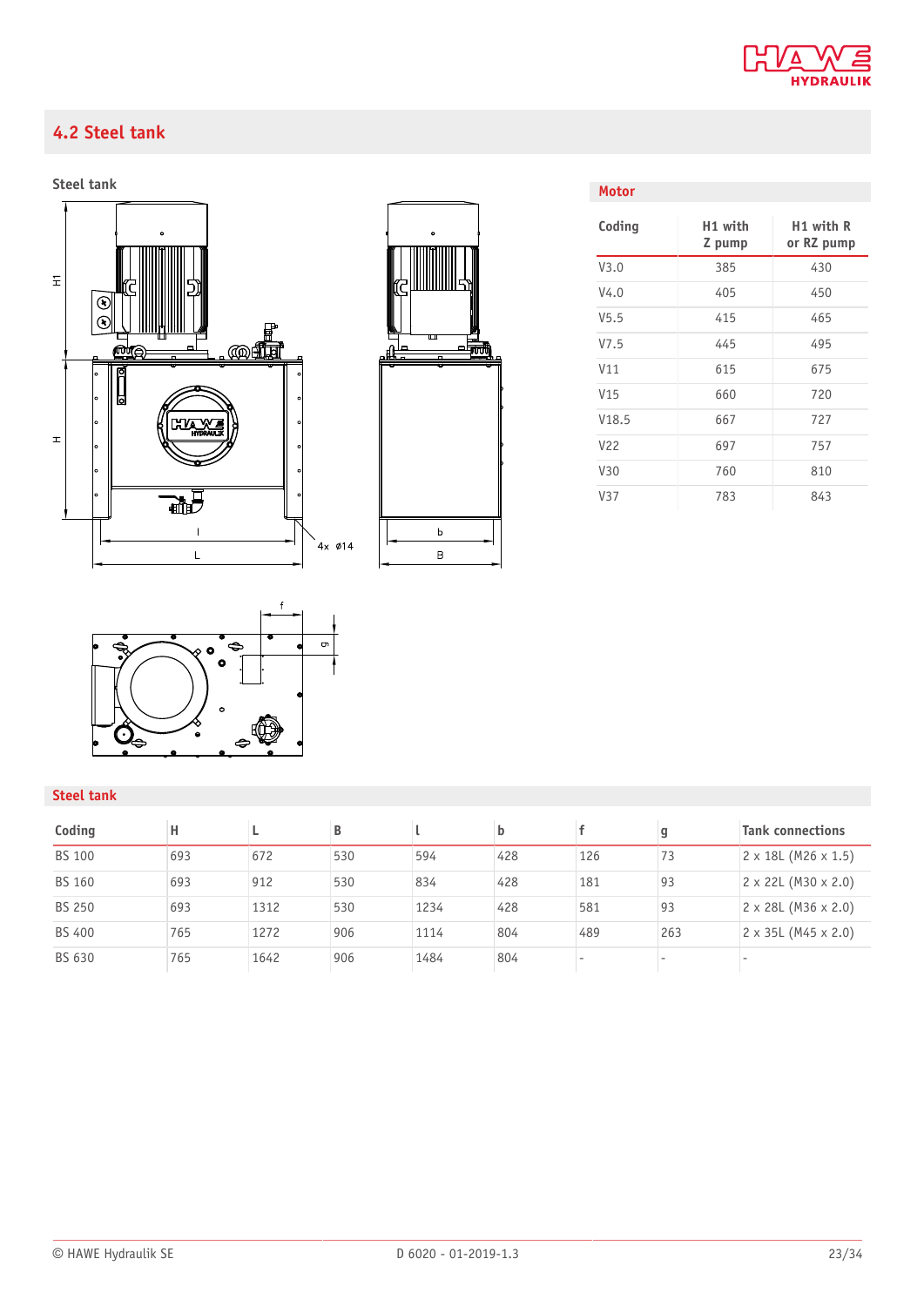## 4.2 Steel tank

Steel tank

H1

H

l

L

4x ø14

b

B

f

g

### Motor

| Coding | H1 with Z pump | H1 with R or RZ pump |
|---|---|---|
| V3.0 | 385 | 430 |
| V4.0 | 405 | 450 |
| V5.5 | 415 | 465 |
| V7.5 | 445 | 495 |
| V11 | 615 | 675 |
| V15 | 660 | 720 |
| V18.5 | 667 | 727 |
| V22 | 697 | 757 |
| V30 | 760 | 810 |
| V37 | 783 | 843 |

### Steel tank

| Coding | H | L | B | l | b | f | g | Tank connections |
|---|---|---|---|---|---|---|---|---|
| BS 100 | 693 | 672 | 530 | 594 | 428 | 126 | 73 | 2 x 18L (M26 x 1.5) |
| BS 160 | 693 | 912 | 530 | 834 | 428 | 181 | 93 | 2 x 22L (M30 x 2.0) |
| BS 250 | 693 | 1312 | 530 | 1234 | 428 | 581 | 93 | 2 x 28L (M36 x 2.0) |
| BS 400 | 765 | 1272 | 906 | 1114 | 804 | 489 | 263 | 2 x 35L (M45 x 2.0) |
| BS 630 | 765 | 1642 | 906 | 1484 | 804 | - | - | - |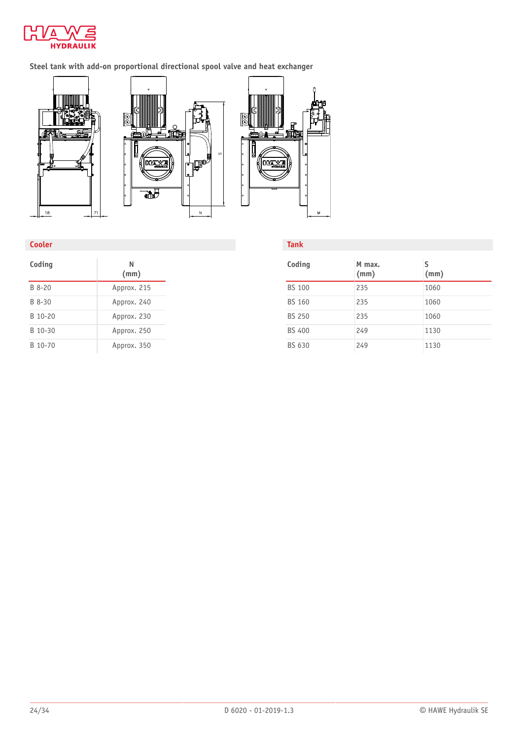Steel tank with add-on proportional directional spool valve and heat exchanger

18

71

S

N

M

## Cooler

| Coding | N (mm) |
|---|---|
| B 8-20 | Approx. 215 |
| B 8-30 | Approx. 240 |
| B 10-20 | Approx. 230 |
| B 10-30 | Approx. 250 |
| B 10-70 | Approx. 350 |

## Tank

| Coding | M max. (mm) | S (mm) |
|---|---|---|
| BS 100 | 235 | 1060 |
| BS 160 | 235 | 1060 |
| BS 250 | 235 | 1060 |
| BS 400 | 249 | 1130 |
| BS 630 | 249 | 1130 |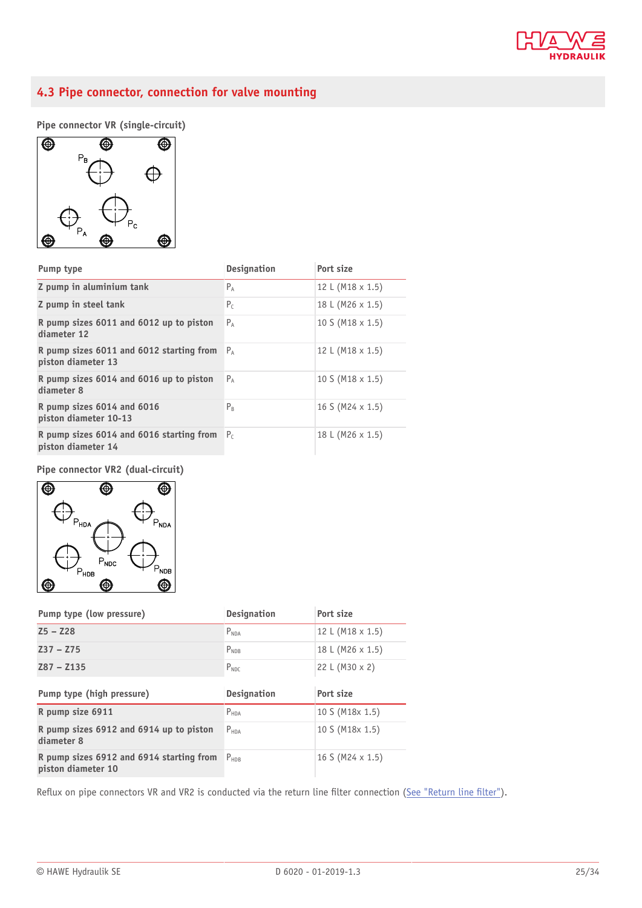## 4.3 Pipe connector, connection for valve mounting

**Pipe connector VR (single-circuit)**

$P_B$

$P_A$

$P_C$

| Pump type | Designation | Port size |
|---|---|---|
| Z pump in aluminium tank | $P_A$ | 12 L (M18 x 1.5) |
| Z pump in steel tank | $P_C$ | 18 L (M26 x 1.5) |
| R pump sizes 6011 and 6012 up to piston diameter 12 | $P_A$ | 10 S (M18 x 1.5) |
| R pump sizes 6011 and 6012 starting from piston diameter 13 | $P_A$ | 12 L (M18 x 1.5) |
| R pump sizes 6014 and 6016 up to piston diameter 8 | $P_A$ | 10 S (M18 x 1.5) |
| R pump sizes 6014 and 6016 piston diameter 10-13 | $P_B$ | 16 S (M24 x 1.5) |
| R pump sizes 6014 and 6016 starting from piston diameter 14 | $P_C$ | 18 L (M26 x 1.5) |

**Pipe connector VR2 (dual-circuit)**

$P_{HDA}$

$P_{NDA}$

$P_{NDC}$

$P_{HDB}$

$P_{NDB}$

| Pump type (low pressure) | Designation | Port size |
|---|---|---|
| Z5 – Z28 | $P_{NDA}$ | 12 L (M18 x 1.5) |
| Z37 – Z75 | $P_{NDB}$ | 18 L (M26 x 1.5) |
| Z87 – Z135 | $P_{NDC}$ | 22 L (M30 x 2) |

| Pump type (high pressure) | Designation | Port size |
|---|---|---|
| R pump size 6911 | $P_{HDA}$ | 10 S (M18x 1.5) |
| R pump sizes 6912 and 6914 up to piston diameter 8 | $P_{HDA}$ | 10 S (M18x 1.5) |
| R pump sizes 6912 and 6914 starting from piston diameter 10 | $P_{HDB}$ | 16 S (M24 x 1.5) |

Reflux on pipe connectors VR and VR2 is conducted via the return line filter connection (See "Return line filter").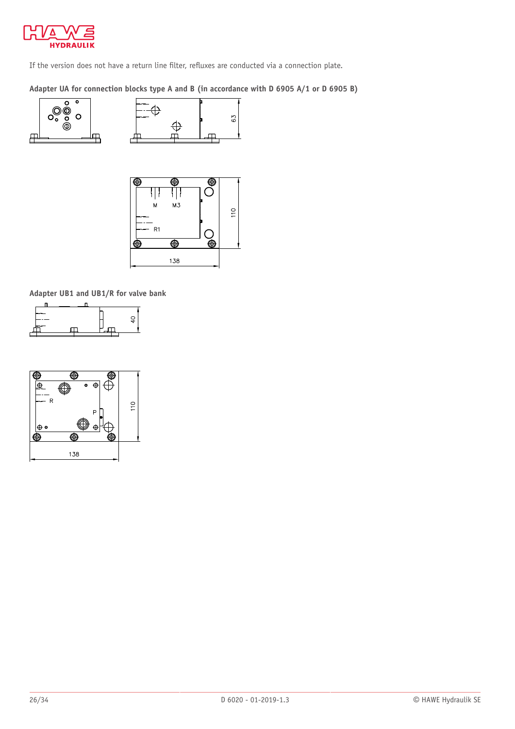If the version does not have a return line filter, refluxes are conducted via a connection plate.

**Adapter UA for connection blocks type A and B (in accordance with D 6905 A/1 or D 6905 B)**

63

M M3

R1

110

138

**Adapter UB1 and UB1/R for valve bank**

40

R

P

110

138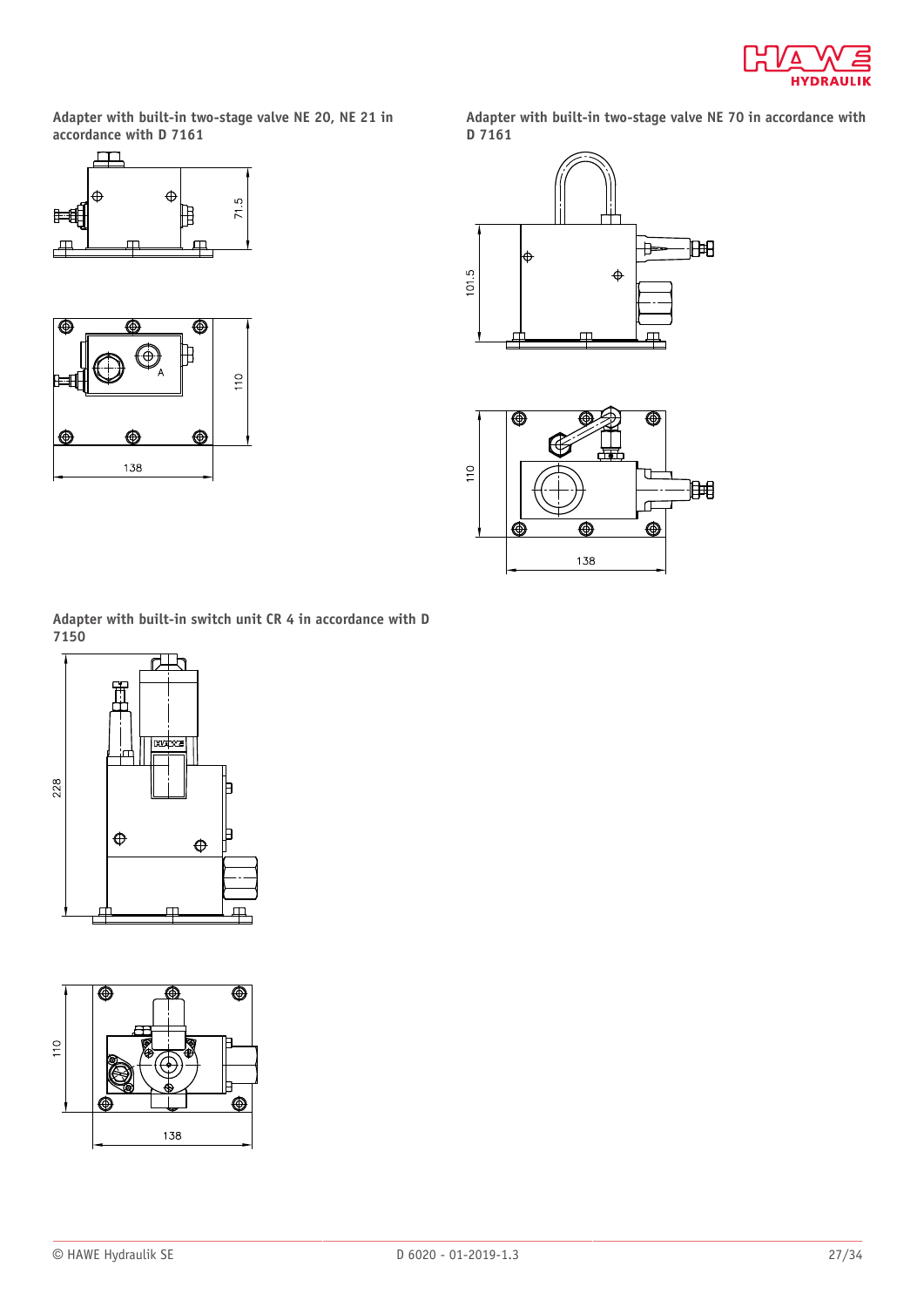**Adapter with built-in two-stage valve NE 20, NE 21 in accordance with D 7161**

71.5

A

110

138

**Adapter with built-in two-stage valve NE 70 in accordance with D 7161**

101.5

110

138

**Adapter with built-in switch unit CR 4 in accordance with D 7150**

228

110

138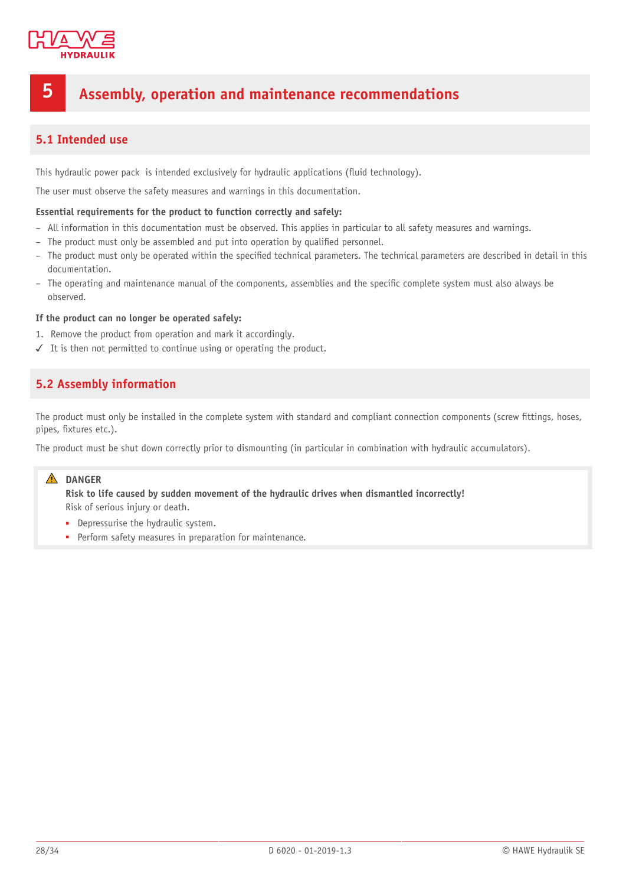# 5 Assembly, operation and maintenance recommendations

## 5.1 Intended use

This hydraulic power pack is intended exclusively for hydraulic applications (fluid technology).

The user must observe the safety measures and warnings in this documentation.

**Essential requirements for the product to function correctly and safely:**

- All information in this documentation must be observed. This applies in particular to all safety measures and warnings.
- The product must only be assembled and put into operation by qualified personnel.
- The product must only be operated within the specified technical parameters. The technical parameters are described in detail in this documentation.
- The operating and maintenance manual of the components, assemblies and the specific complete system must also always be observed.

**If the product can no longer be operated safely:**

1. Remove the product from operation and mark it accordingly.

✓ It is then not permitted to continue using or operating the product.

## 5.2 Assembly information

The product must only be installed in the complete system with standard and compliant connection components (screw fittings, hoses, pipes, fixtures etc.).

The product must be shut down correctly prior to dismounting (in particular in combination with hydraulic accumulators).

> ⚠ **DANGER**
>
> **Risk to life caused by sudden movement of the hydraulic drives when dismantled incorrectly!**
>
> Risk of serious injury or death.
>
> - Depressurise the hydraulic system.
> - Perform safety measures in preparation for maintenance.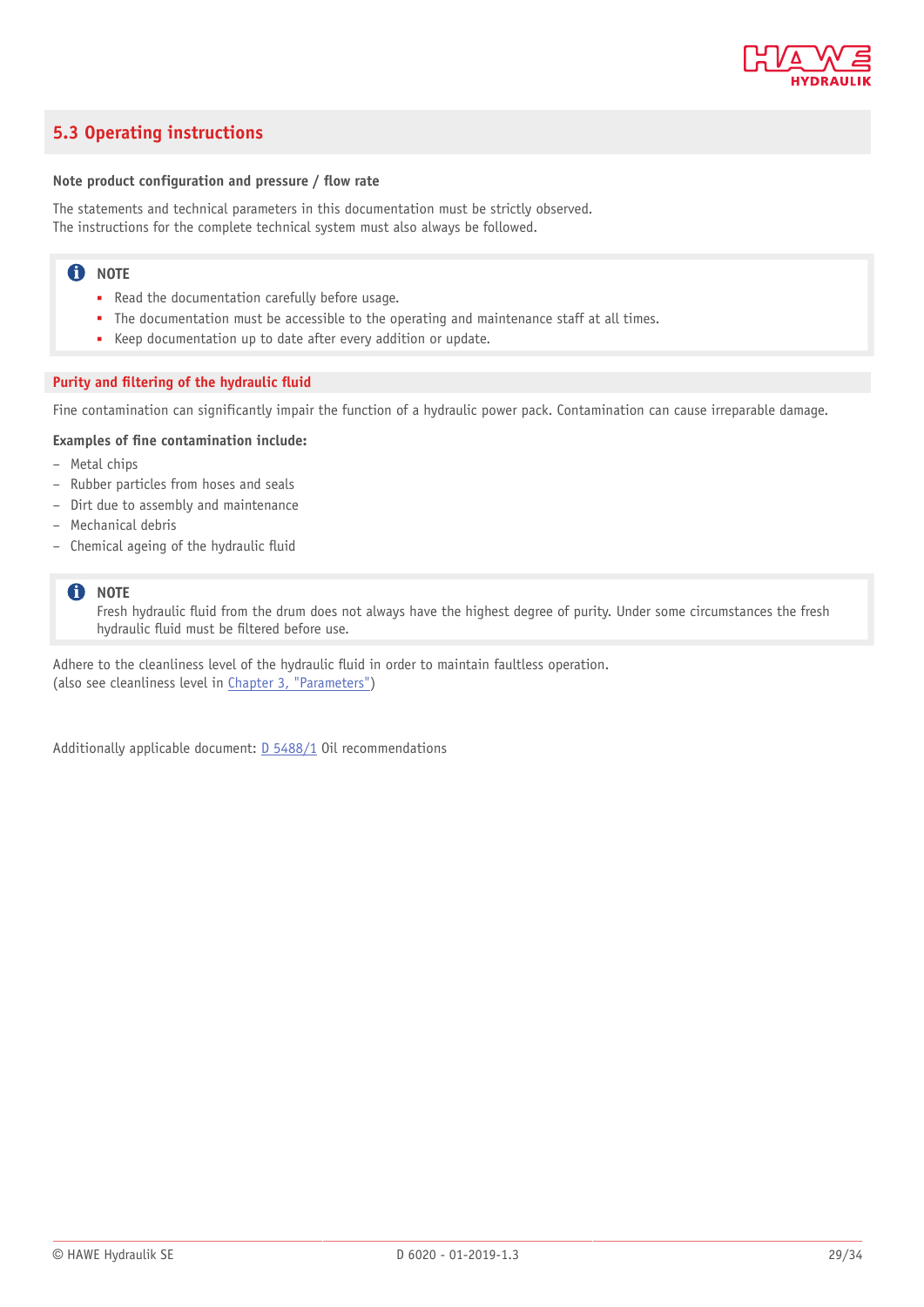## 5.3 Operating instructions

**Note product configuration and pressure / flow rate**

The statements and technical parameters in this documentation must be strictly observed.
The instructions for the complete technical system must also always be followed.

> **NOTE**
> - Read the documentation carefully before usage.
> - The documentation must be accessible to the operating and maintenance staff at all times.
> - Keep documentation up to date after every addition or update.

### Purity and filtering of the hydraulic fluid

Fine contamination can significantly impair the function of a hydraulic power pack. Contamination can cause irreparable damage.

**Examples of fine contamination include:**

- Metal chips
- Rubber particles from hoses and seals
- Dirt due to assembly and maintenance
- Mechanical debris
- Chemical ageing of the hydraulic fluid

> **NOTE**
> Fresh hydraulic fluid from the drum does not always have the highest degree of purity. Under some circumstances the fresh hydraulic fluid must be filtered before use.

Adhere to the cleanliness level of the hydraulic fluid in order to maintain faultless operation.
(also see cleanliness level in Chapter 3, "Parameters")

Additionally applicable document: D 5488/1 Oil recommendations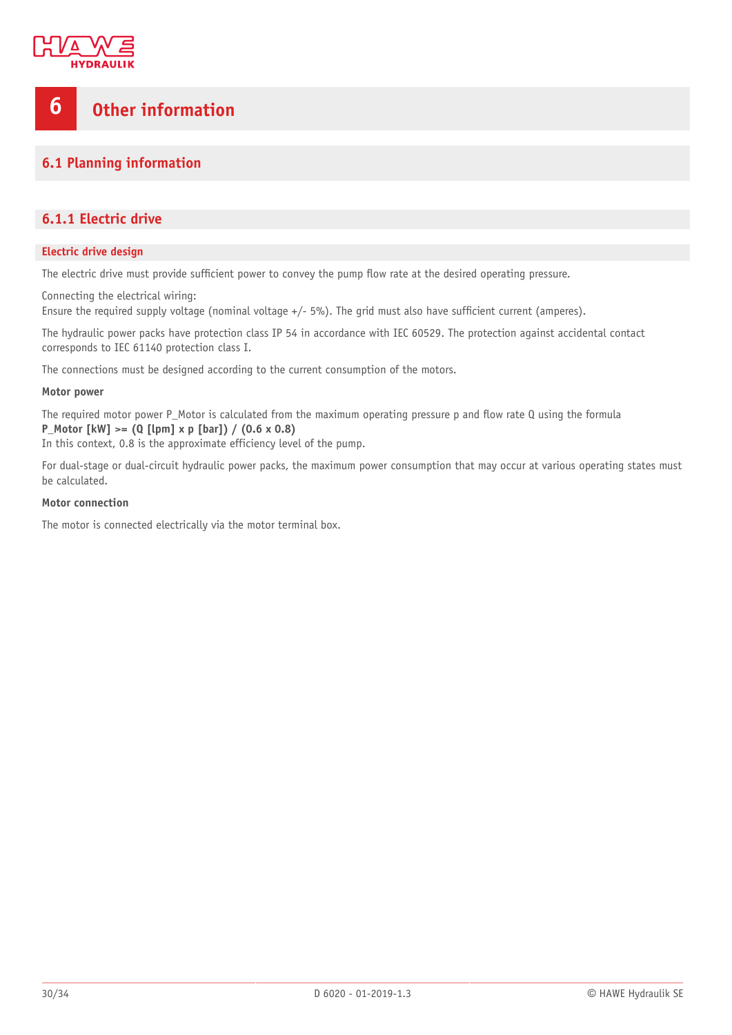# 6 Other information

## 6.1 Planning information

### 6.1.1 Electric drive

#### Electric drive design

The electric drive must provide sufficient power to convey the pump flow rate at the desired operating pressure.

Connecting the electrical wiring:
Ensure the required supply voltage (nominal voltage +/- 5%). The grid must also have sufficient current (amperes).

The hydraulic power packs have protection class IP 54 in accordance with IEC 60529. The protection against accidental contact corresponds to IEC 61140 protection class I.

The connections must be designed according to the current consumption of the motors.

**Motor power**

The required motor power P_Motor is calculated from the maximum operating pressure p and flow rate Q using the formula
**P_Motor [kW] >= (Q [lpm] x p [bar]) / (0.6 x 0.8)**
In this context, 0.8 is the approximate efficiency level of the pump.

For dual-stage or dual-circuit hydraulic power packs, the maximum power consumption that may occur at various operating states must be calculated.

**Motor connection**

The motor is connected electrically via the motor terminal box.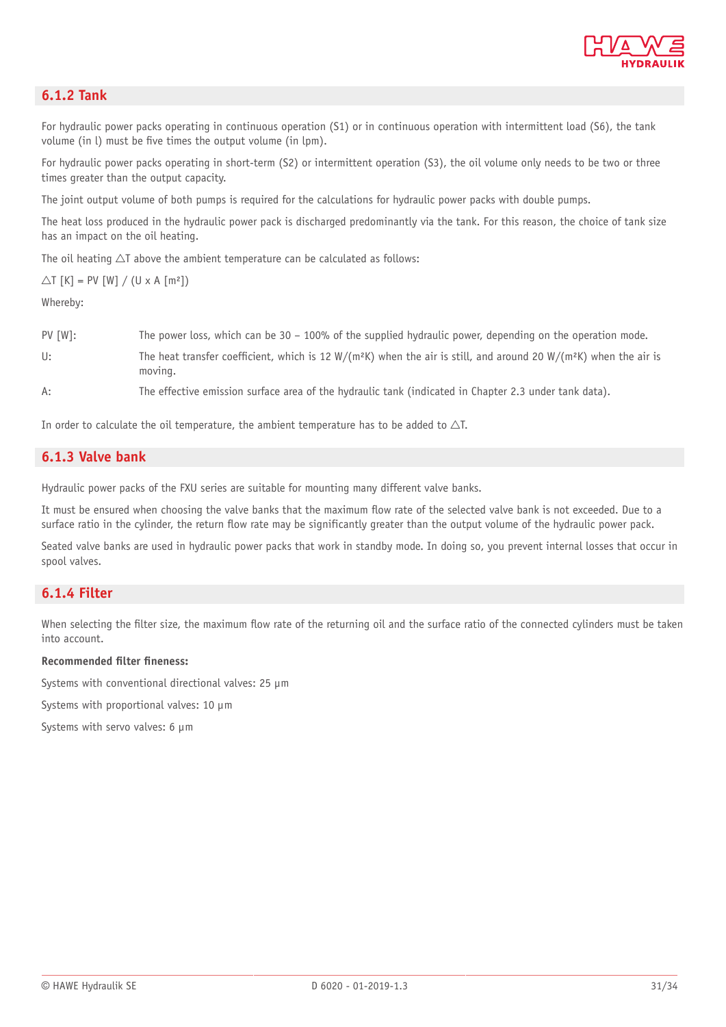## 6.1.2 Tank

For hydraulic power packs operating in continuous operation (S1) or in continuous operation with intermittent load (S6), the tank volume (in l) must be five times the output volume (in lpm).

For hydraulic power packs operating in short-term (S2) or intermittent operation (S3), the oil volume only needs to be two or three times greater than the output capacity.

The joint output volume of both pumps is required for the calculations for hydraulic power packs with double pumps.

The heat loss produced in the hydraulic power pack is discharged predominantly via the tank. For this reason, the choice of tank size has an impact on the oil heating.

The oil heating $\triangle T$ above the ambient temperature can be calculated as follows:

$\triangle T\ [K] = PV\ [W] / (U \times A\ [m^2])$

Whereby:

| | |
|---|---|
| PV [W]: | The power loss, which can be 30 – 100% of the supplied hydraulic power, depending on the operation mode. |
| U: | The heat transfer coefficient, which is 12 W/(m²K) when the air is still, and around 20 W/(m²K) when the air is moving. |
| A: | The effective emission surface area of the hydraulic tank (indicated in Chapter 2.3 under tank data). |

In order to calculate the oil temperature, the ambient temperature has to be added to $\triangle T$.

## 6.1.3 Valve bank

Hydraulic power packs of the FXU series are suitable for mounting many different valve banks.

It must be ensured when choosing the valve banks that the maximum flow rate of the selected valve bank is not exceeded. Due to a surface ratio in the cylinder, the return flow rate may be significantly greater than the output volume of the hydraulic power pack.

Seated valve banks are used in hydraulic power packs that work in standby mode. In doing so, you prevent internal losses that occur in spool valves.

## 6.1.4 Filter

When selecting the filter size, the maximum flow rate of the returning oil and the surface ratio of the connected cylinders must be taken into account.

**Recommended filter fineness:**

Systems with conventional directional valves: 25 µm

Systems with proportional valves: 10 µm

Systems with servo valves: 6 µm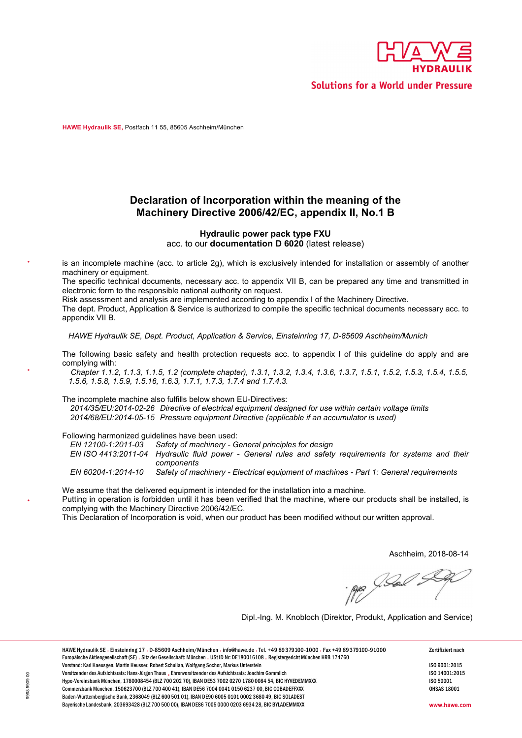HAWE HYDRAULIK

Solutions for a World under Pressure

**HAWE Hydraulik SE,** Postfach 11 55, 85605 Aschheim/München

# Declaration of Incorporation within the meaning of the Machinery Directive 2006/42/EC, appendix II, No.1 B

**Hydraulic power pack type FXU**
acc. to our **documentation D 6020** (latest release)

is an incomplete machine (acc. to article 2g), which is exclusively intended for installation or assembly of another machinery or equipment.
The specific technical documents, necessary acc. to appendix VII B, can be prepared any time and transmitted in electronic form to the responsible national authority on request.
Risk assessment and analysis are implemented according to appendix I of the Machinery Directive.
The dept. Product, Application & Service is authorized to compile the specific technical documents necessary acc. to appendix VII B.

*HAWE Hydraulik SE, Dept. Product, Application & Service, Einsteinring 17, D-85609 Aschheim/Munich*

The following basic safety and health protection requests acc. to appendix I of this guideline do apply and are complying with:
*Chapter 1.1.2, 1.1.3, 1.1.5, 1.2 (complete chapter), 1.3.1, 1.3.2, 1.3.4, 1.3.6, 1.3.7, 1.5.1, 1.5.2, 1.5.3, 1.5.4, 1.5.5, 1.5.6, 1.5.8, 1.5.9, 1.5.16, 1.6.3, 1.7.1, 1.7.3, 1.7.4 and 1.7.4.3.*

The incomplete machine also fulfills below shown EU-Directives:
*2014/35/EU:2014-02-26 Directive of electrical equipment designed for use within certain voltage limits*
*2014/68/EU:2014-05-15 Pressure equipment Directive (applicable if an accumulator is used)*

Following harmonized guidelines have been used:

| | |
|---|---|
| *EN 12100-1:2011-03* | *Safety of machinery - General principles for design* |
| *EN ISO 4413:2011-04* | *Hydraulic fluid power - General rules and safety requirements for systems and their components* |
| *EN 60204-1:2014-10* | *Safety of machinery - Electrical equipment of machines - Part 1: General requirements* |

We assume that the delivered equipment is intended for the installation into a machine.
Putting in operation is forbidden until it has been verified that the machine, where our products shall be installed, is complying with the Machinery Directive 2006/42/EC.
This Declaration of Incorporation is void, when our product has been modified without our written approval.

Aschheim, 2018-08-14

Dipl.-Ing. M. Knobloch (Direktor, Produkt, Application and Service)

HAWE Hydraulik SE . Einsteinring 17 . D-85609 Aschheim/München . info@hawe.de . Tel. +49 89379100-1000 . Fax +49 89379100-91000
Europäische Aktiengesellschaft (SE) . Sitz der Gesellschaft: München . USt ID Nr: DE180016108 . Registergericht München HRB 174760
Vorstand: Karl Haeusgen, Martin Heusser, Robert Schullan, Wolfgang Sochor, Markus Unterstein
Vorsitzender des Aufsichtsrats: Hans-Jürgen Thaus . Ehrenvorsitzender des Aufsichtsrats: Joachim Gommlich
Hypo-Vereinsbank München, 1780008454 (BLZ 700 202 70), IBAN DE53 7002 0270 1780 0084 54, BIC HYVEDEMMXXX
Commerzbank München, 150623700 (BLZ 700 400 41), IBAN DE56 7004 0041 0150 6237 00, BIC COBADEFFXXX
Baden-Württembergische Bank, 2368049 (BLZ 600 501 01), IBAN DE90 6005 0101 0002 3680 49, BIC SOLADEST
Bayerische Landesbank, 203693428 (BLZ 700 500 00), IBAN DE86 7005 0000 0203 6934 28, BIC BYLADEMMXXX

Zertifiziert nach

ISO 9001:2015
ISO 14001:2015
ISO 50001
OHSAS 18001

www.hawe.com

9998 5909 00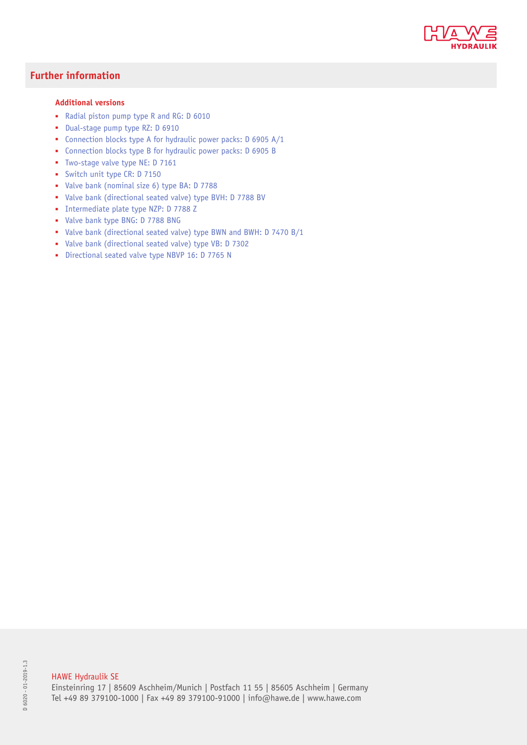## Further information

### Additional versions

- Radial piston pump type R and RG: D 6010
- Dual-stage pump type RZ: D 6910
- Connection blocks type A for hydraulic power packs: D 6905 A/1
- Connection blocks type B for hydraulic power packs: D 6905 B
- Two-stage valve type NE: D 7161
- Switch unit type CR: D 7150
- Valve bank (nominal size 6) type BA: D 7788
- Valve bank (directional seated valve) type BVH: D 7788 BV
- Intermediate plate type NZP: D 7788 Z
- Valve bank type BNG: D 7788 BNG
- Valve bank (directional seated valve) type BWN and BWH: D 7470 B/1
- Valve bank (directional seated valve) type VB: D 7302
- Directional seated valve type NBVP 16: D 7765 N

HAWE Hydraulik SE
Einsteinring 17 | 85609 Aschheim/Munich | Postfach 11 55 | 85605 Aschheim | Germany
Tel +49 89 379100-1000 | Fax +49 89 379100-91000 | info@hawe.de | www.hawe.com

D 6020 - 01-2019-1.3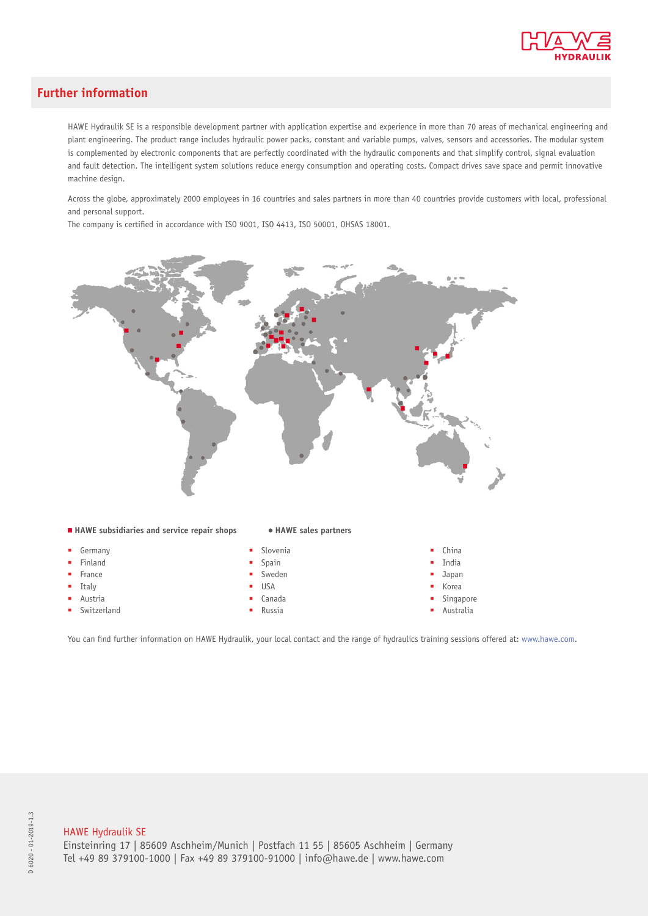## Further information

HAWE Hydraulik SE is a responsible development partner with application expertise and experience in more than 70 areas of mechanical engineering and plant engineering. The product range includes hydraulic power packs, constant and variable pumps, valves, sensors and accessories. The modular system is complemented by electronic components that are perfectly coordinated with the hydraulic components and that simplify control, signal evaluation and fault detection. The intelligent system solutions reduce energy consumption and operating costs. Compact drives save space and permit innovative machine design.

Across the globe, approximately 2000 employees in 16 countries and sales partners in more than 40 countries provide customers with local, professional and personal support.
The company is certified in accordance with ISO 9001, ISO 4413, ISO 50001, OHSAS 18001.

■ **HAWE subsidiaries and service repair shops**

● **HAWE sales partners**

- Germany
- Finland
- France
- Italy
- Austria
- Switzerland
- Slovenia
- Spain
- Sweden
- USA
- Canada
- Russia
- China
- India
- Japan
- Korea
- Singapore
- Australia

You can find further information on HAWE Hydraulik, your local contact and the range of hydraulics training sessions offered at: www.hawe.com.

HAWE Hydraulik SE
Einsteinring 17 | 85609 Aschheim/Munich | Postfach 11 55 | 85605 Aschheim | Germany
Tel +49 89 379100-1000 | Fax +49 89 379100-91000 | info@hawe.de | www.hawe.com

D 6020 - 01-2019-1.3